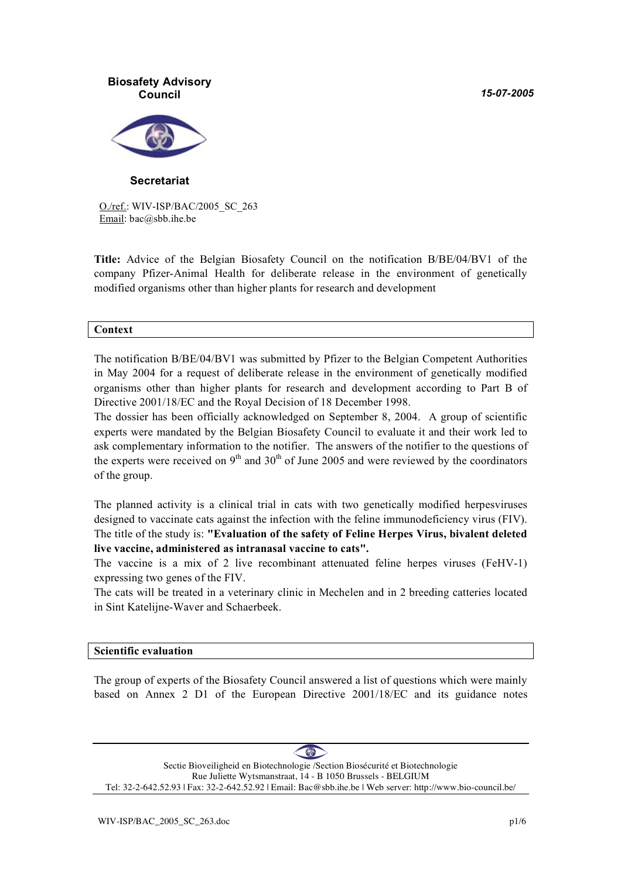**Biosafety Advisory Council**

*15-07-2005*

**Secretariat**

O./ref.: WIV-ISP/BAC/2005_SC_263
Email: bac@sbb.ihe.be

**Title:** Advice of the Belgian Biosafety Council on the notification B/BE/04/BV1 of the company Pfizer-Animal Health for deliberate release in the environment of genetically modified organisms other than higher plants for research and development

## Context

The notification B/BE/04/BV1 was submitted by Pfizer to the Belgian Competent Authorities in May 2004 for a request of deliberate release in the environment of genetically modified organisms other than higher plants for research and development according to Part B of Directive 2001/18/EC and the Royal Decision of 18 December 1998.
The dossier has been officially acknowledged on September 8, 2004. A group of scientific experts were mandated by the Belgian Biosafety Council to evaluate it and their work led to ask complementary information to the notifier. The answers of the notifier to the questions of the experts were received on 9th and 30th of June 2005 and were reviewed by the coordinators of the group.

The planned activity is a clinical trial in cats with two genetically modified herpesviruses designed to vaccinate cats against the infection with the feline immunodeficiency virus (FIV).
The title of the study is: **"Evaluation of the safety of Feline Herpes Virus, bivalent deleted live vaccine, administered as intranasal vaccine to cats".**
The vaccine is a mix of 2 live recombinant attenuated feline herpes viruses (FeHV-1) expressing two genes of the FIV.
The cats will be treated in a veterinary clinic in Mechelen and in 2 breeding catteries located in Sint Katelijne-Waver and Schaerbeek.

## Scientific evaluation

The group of experts of the Biosafety Council answered a list of questions which were mainly based on Annex 2 D1 of the European Directive 2001/18/EC and its guidance notes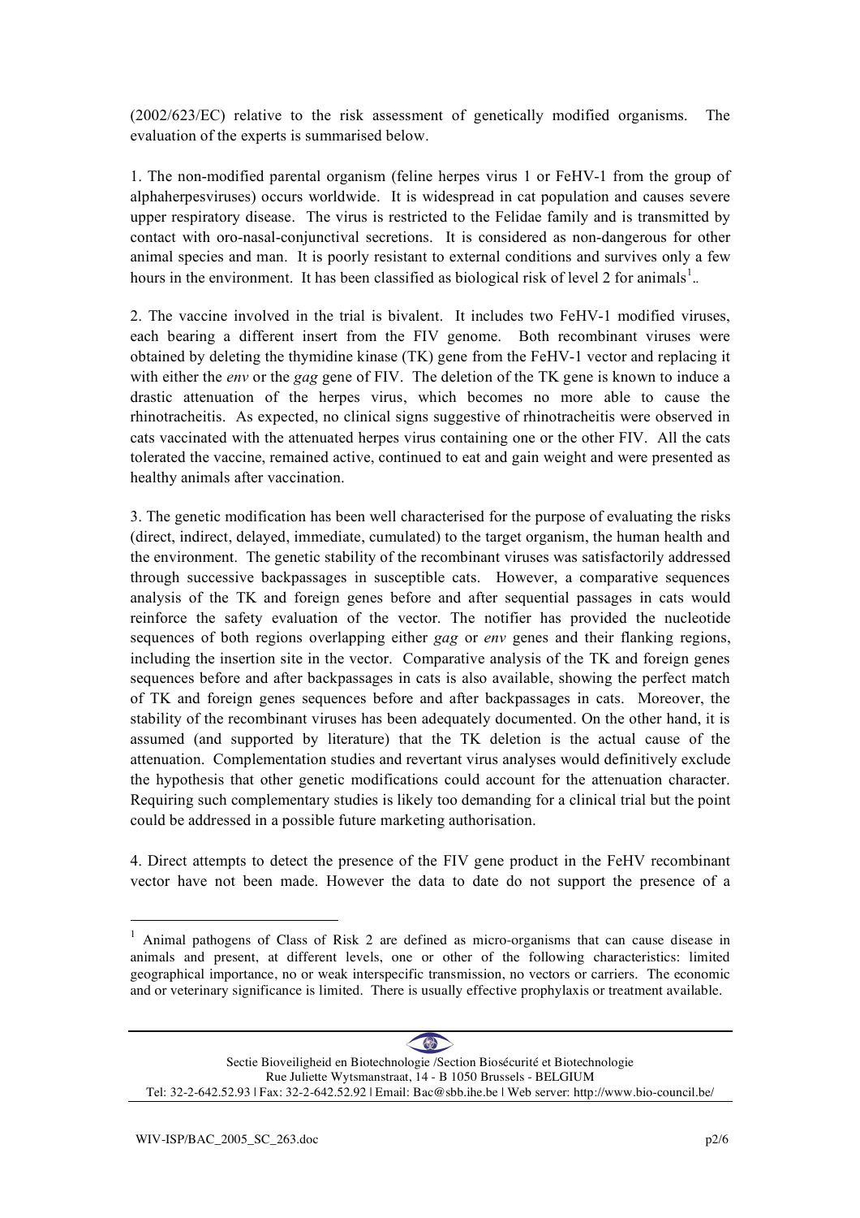(2002/623/EC) relative to the risk assessment of genetically modified organisms. The evaluation of the experts is summarised below.

1. The non-modified parental organism (feline herpes virus 1 or FeHV-1 from the group of alphaherpesviruses) occurs worldwide. It is widespread in cat population and causes severe upper respiratory disease. The virus is restricted to the Felidae family and is transmitted by contact with oro-nasal-conjunctival secretions. It is considered as non-dangerous for other animal species and man. It is poorly resistant to external conditions and survives only a few hours in the environment. It has been classified as biological risk of level 2 for animals[1]..

2. The vaccine involved in the trial is bivalent. It includes two FeHV-1 modified viruses, each bearing a different insert from the FIV genome. Both recombinant viruses were obtained by deleting the thymidine kinase (TK) gene from the FeHV-1 vector and replacing it with either the *env* or the *gag* gene of FIV. The deletion of the TK gene is known to induce a drastic attenuation of the herpes virus, which becomes no more able to cause the rhinotracheitis. As expected, no clinical signs suggestive of rhinotracheitis were observed in cats vaccinated with the attenuated herpes virus containing one or the other FIV. All the cats tolerated the vaccine, remained active, continued to eat and gain weight and were presented as healthy animals after vaccination.

3. The genetic modification has been well characterised for the purpose of evaluating the risks (direct, indirect, delayed, immediate, cumulated) to the target organism, the human health and the environment. The genetic stability of the recombinant viruses was satisfactorily addressed through successive backpassages in susceptible cats. However, a comparative sequences analysis of the TK and foreign genes before and after sequential passages in cats would reinforce the safety evaluation of the vector. The notifier has provided the nucleotide sequences of both regions overlapping either *gag* or *env* genes and their flanking regions, including the insertion site in the vector. Comparative analysis of the TK and foreign genes sequences before and after backpassages in cats is also available, showing the perfect match of TK and foreign genes sequences before and after backpassages in cats. Moreover, the stability of the recombinant viruses has been adequately documented. On the other hand, it is assumed (and supported by literature) that the TK deletion is the actual cause of the attenuation. Complementation studies and revertant virus analyses would definitively exclude the hypothesis that other genetic modifications could account for the attenuation character. Requiring such complementary studies is likely too demanding for a clinical trial but the point could be addressed in a possible future marketing authorisation.

4. Direct attempts to detect the presence of the FIV gene product in the FeHV recombinant vector have not been made. However the data to date do not support the presence of a

[1] Animal pathogens of Class of Risk 2 are defined as micro-organisms that can cause disease in animals and present, at different levels, one or other of the following characteristics: limited geographical importance, no or weak interspecific transmission, no vectors or carriers. The economic and or veterinary significance is limited. There is usually effective prophylaxis or treatment available.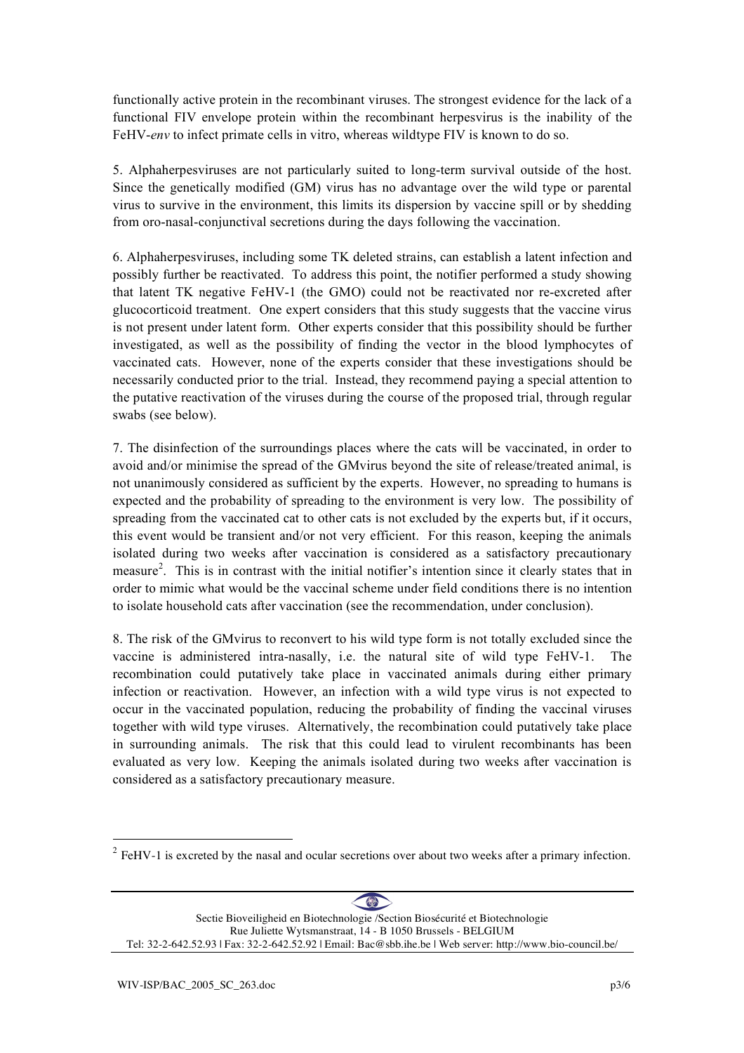functionally active protein in the recombinant viruses. The strongest evidence for the lack of a functional FIV envelope protein within the recombinant herpesvirus is the inability of the FeHV-*env* to infect primate cells in vitro, whereas wildtype FIV is known to do so.

5. Alphaherpesviruses are not particularly suited to long-term survival outside of the host. Since the genetically modified (GM) virus has no advantage over the wild type or parental virus to survive in the environment, this limits its dispersion by vaccine spill or by shedding from oro-nasal-conjunctival secretions during the days following the vaccination.

6. Alphaherpesviruses, including some TK deleted strains, can establish a latent infection and possibly further be reactivated. To address this point, the notifier performed a study showing that latent TK negative FeHV-1 (the GMO) could not be reactivated nor re-excreted after glucocorticoid treatment. One expert considers that this study suggests that the vaccine virus is not present under latent form. Other experts consider that this possibility should be further investigated, as well as the possibility of finding the vector in the blood lymphocytes of vaccinated cats. However, none of the experts consider that these investigations should be necessarily conducted prior to the trial. Instead, they recommend paying a special attention to the putative reactivation of the viruses during the course of the proposed trial, through regular swabs (see below).

7. The disinfection of the surroundings places where the cats will be vaccinated, in order to avoid and/or minimise the spread of the GMvirus beyond the site of release/treated animal, is not unanimously considered as sufficient by the experts. However, no spreading to humans is expected and the probability of spreading to the environment is very low. The possibility of spreading from the vaccinated cat to other cats is not excluded by the experts but, if it occurs, this event would be transient and/or not very efficient. For this reason, keeping the animals isolated during two weeks after vaccination is considered as a satisfactory precautionary measure[2]. This is in contrast with the initial notifier's intention since it clearly states that in order to mimic what would be the vaccinal scheme under field conditions there is no intention to isolate household cats after vaccination (see the recommendation, under conclusion).

8. The risk of the GMvirus to reconvert to his wild type form is not totally excluded since the vaccine is administered intra-nasally, i.e. the natural site of wild type FeHV-1. The recombination could putatively take place in vaccinated animals during either primary infection or reactivation. However, an infection with a wild type virus is not expected to occur in the vaccinated population, reducing the probability of finding the vaccinal viruses together with wild type viruses. Alternatively, the recombination could putatively take place in surrounding animals. The risk that this could lead to virulent recombinants has been evaluated as very low. Keeping the animals isolated during two weeks after vaccination is considered as a satisfactory precautionary measure.

[2] FeHV-1 is excreted by the nasal and ocular secretions over about two weeks after a primary infection.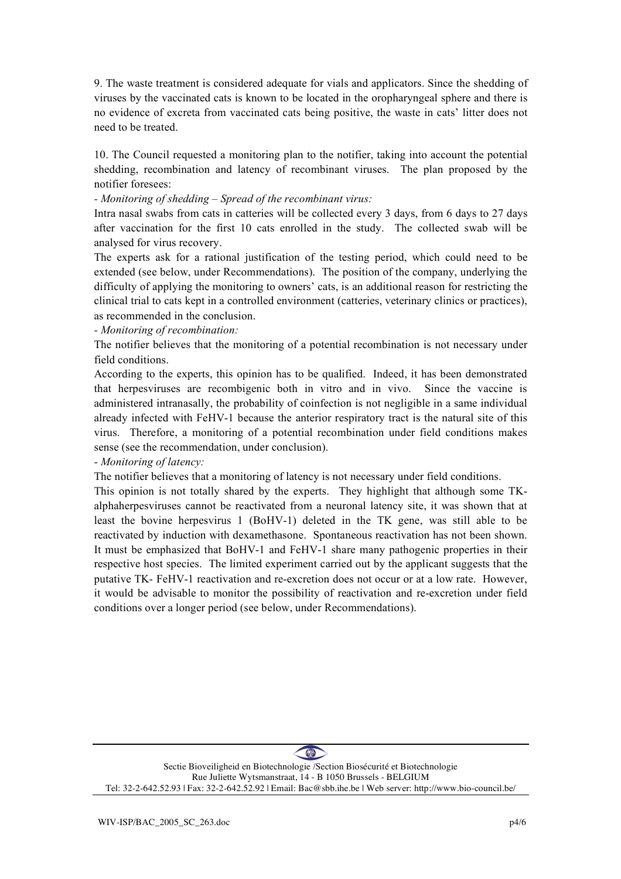9. The waste treatment is considered adequate for vials and applicators. Since the shedding of viruses by the vaccinated cats is known to be located in the oropharyngeal sphere and there is no evidence of excreta from vaccinated cats being positive, the waste in cats' litter does not need to be treated.

10. The Council requested a monitoring plan to the notifier, taking into account the potential shedding, recombination and latency of recombinant viruses. The plan proposed by the notifier foresees:

- *Monitoring of shedding – Spread of the recombinant virus:*

Intra nasal swabs from cats in catteries will be collected every 3 days, from 6 days to 27 days after vaccination for the first 10 cats enrolled in the study. The collected swab will be analysed for virus recovery.

The experts ask for a rational justification of the testing period, which could need to be extended (see below, under Recommendations). The position of the company, underlying the difficulty of applying the monitoring to owners' cats, is an additional reason for restricting the clinical trial to cats kept in a controlled environment (catteries, veterinary clinics or practices), as recommended in the conclusion.

- *Monitoring of recombination:*

The notifier believes that the monitoring of a potential recombination is not necessary under field conditions.

According to the experts, this opinion has to be qualified. Indeed, it has been demonstrated that herpesviruses are recombigenic both in vitro and in vivo. Since the vaccine is administered intranasally, the probability of coinfection is not negligible in a same individual already infected with FeHV-1 because the anterior respiratory tract is the natural site of this virus. Therefore, a monitoring of a potential recombination under field conditions makes sense (see the recommendation, under conclusion).

- *Monitoring of latency:*

The notifier believes that a monitoring of latency is not necessary under field conditions.

This opinion is not totally shared by the experts. They highlight that although some TK-alphaherpesviruses cannot be reactivated from a neuronal latency site, it was shown that at least the bovine herpesvirus 1 (BoHV-1) deleted in the TK gene, was still able to be reactivated by induction with dexamethasone. Spontaneous reactivation has not been shown. It must be emphasized that BoHV-1 and FeHV-1 share many pathogenic properties in their respective host species. The limited experiment carried out by the applicant suggests that the putative TK- FeHV-1 reactivation and re-excretion does not occur or at a low rate. However, it would be advisable to monitor the possibility of reactivation and re-excretion under field conditions over a longer period (see below, under Recommendations).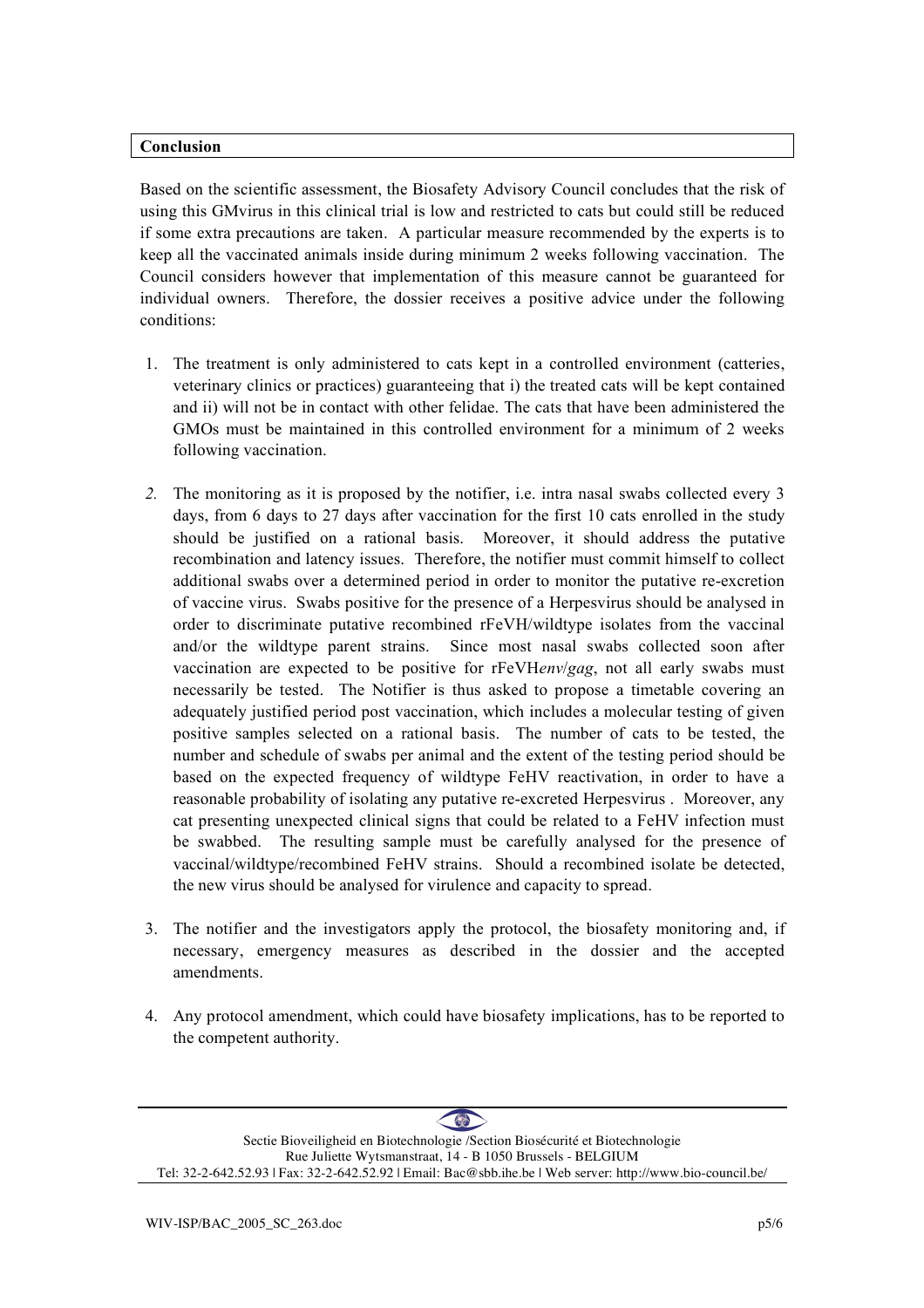## Conclusion

Based on the scientific assessment, the Biosafety Advisory Council concludes that the risk of using this GMvirus in this clinical trial is low and restricted to cats but could still be reduced if some extra precautions are taken. A particular measure recommended by the experts is to keep all the vaccinated animals inside during minimum 2 weeks following vaccination. The Council considers however that implementation of this measure cannot be guaranteed for individual owners. Therefore, the dossier receives a positive advice under the following conditions:

1. The treatment is only administered to cats kept in a controlled environment (catteries, veterinary clinics or practices) guaranteeing that i) the treated cats will be kept contained and ii) will not be in contact with other felidae. The cats that have been administered the GMOs must be maintained in this controlled environment for a minimum of 2 weeks following vaccination.

2. The monitoring as it is proposed by the notifier, i.e. intra nasal swabs collected every 3 days, from 6 days to 27 days after vaccination for the first 10 cats enrolled in the study should be justified on a rational basis. Moreover, it should address the putative recombination and latency issues. Therefore, the notifier must commit himself to collect additional swabs over a determined period in order to monitor the putative re-excretion of vaccine virus. Swabs positive for the presence of a Herpesvirus should be analysed in order to discriminate putative recombined rFeVH/wildtype isolates from the vaccinal and/or the wildtype parent strains. Since most nasal swabs collected soon after vaccination are expected to be positive for rFeVH*env*/*gag*, not all early swabs must necessarily be tested. The Notifier is thus asked to propose a timetable covering an adequately justified period post vaccination, which includes a molecular testing of given positive samples selected on a rational basis. The number of cats to be tested, the number and schedule of swabs per animal and the extent of the testing period should be based on the expected frequency of wildtype FeHV reactivation, in order to have a reasonable probability of isolating any putative re-excreted Herpesvirus . Moreover, any cat presenting unexpected clinical signs that could be related to a FeHV infection must be swabbed. The resulting sample must be carefully analysed for the presence of vaccinal/wildtype/recombined FeHV strains. Should a recombined isolate be detected, the new virus should be analysed for virulence and capacity to spread.

3. The notifier and the investigators apply the protocol, the biosafety monitoring and, if necessary, emergency measures as described in the dossier and the accepted amendments.

4. Any protocol amendment, which could have biosafety implications, has to be reported to the competent authority.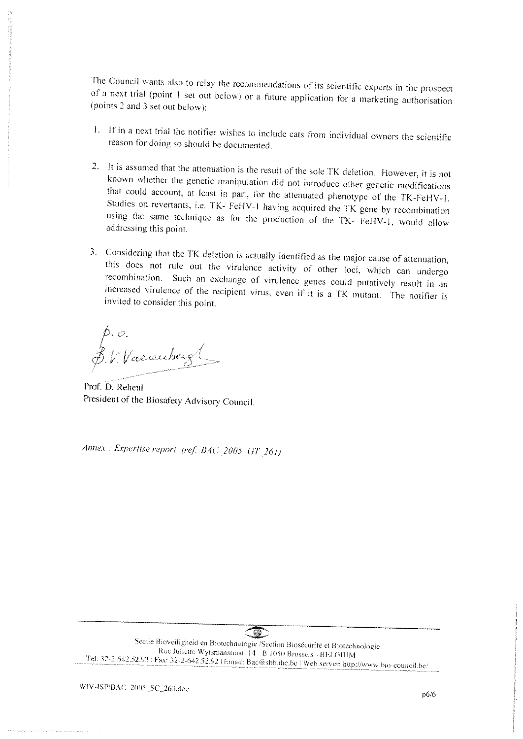The Council wants also to relay the recommendations of its scientific experts in the prospect of a next trial (point 1 set out below) or a future application for a marketing authorisation (points 2 and 3 set out below):

1. If in a next trial the notifier wishes to include cats from individual owners the scientific reason for doing so should be documented.

2. It is assumed that the attenuation is the result of the sole TK deletion. However, it is not known whether the genetic manipulation did not introduce other genetic modifications that could account, at least in part, for the attenuated phenotype of the TK-FeHV-1. Studies on revertants, i.e. TK- FeHV-1 having acquired the TK gene by recombination using the same technique as for the production of the TK- FeHV-1, would allow addressing this point.

3. Considering that the TK deletion is actually identified as the major cause of attenuation, this does not rule out the virulence activity of other loci, which can undergo recombination. Such an exchange of virulence genes could putatively result in an increased virulence of the recipient virus, even if it is a TK mutant. The notifier is invited to consider this point.

p.o.
B. V. Vaerenbergh

Prof. D. Reheul
President of the Biosafety Advisory Council.

*Annex : Expertise report. (ref: BAC_2005_GT_261)*

Sectie Bioveiligheid en Biotechnologie /Section Biosécurité et Biotechnologie
Rue Juliette Wytsmanstraat, 14 - B 1050 Brussels - BELGIUM
Tel: 32-2-642.52.93 | Fax: 32-2-642.52.92 | Email: Bac@sbb.ihe.be | Web server: http://www.bio-council.be/

WIV-ISP/BAC_2005_SC_263.doc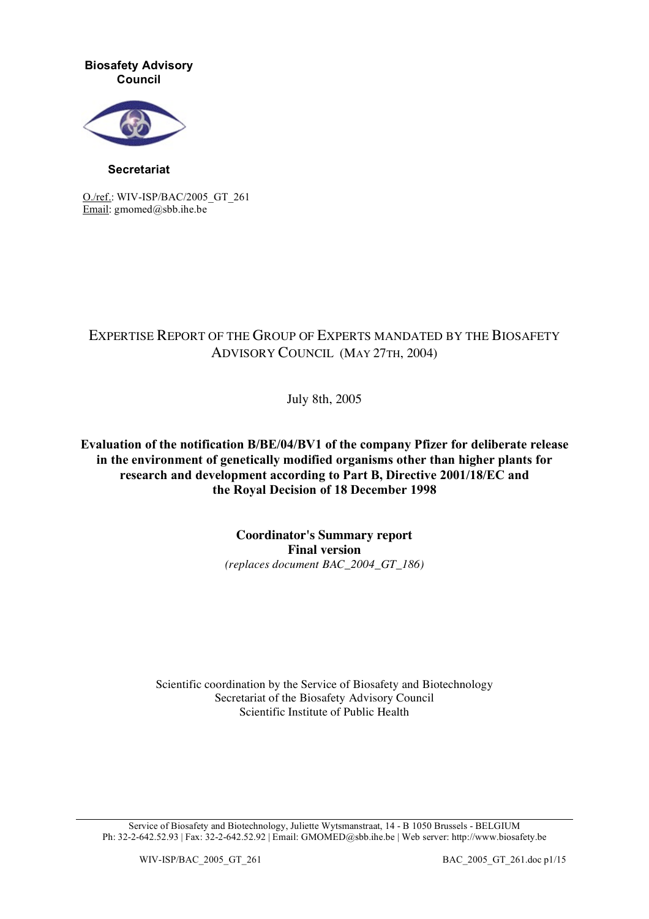**Biosafety Advisory Council**

**Secretariat**

O./ref.: WIV-ISP/BAC/2005_GT_261
Email: gmomed@sbb.ihe.be

EXPERTISE REPORT OF THE GROUP OF EXPERTS MANDATED BY THE BIOSAFETY ADVISORY COUNCIL (MAY 27TH, 2004)

July 8th, 2005

**Evaluation of the notification B/BE/04/BV1 of the company Pfizer for deliberate release in the environment of genetically modified organisms other than higher plants for research and development according to Part B, Directive 2001/18/EC and the Royal Decision of 18 December 1998**

**Coordinator's Summary report**
**Final version**
*(replaces document BAC_2004_GT_186)*

Scientific coordination by the Service of Biosafety and Biotechnology
Secretariat of the Biosafety Advisory Council
Scientific Institute of Public Health

Service of Biosafety and Biotechnology, Juliette Wytsmanstraat, 14 - B 1050 Brussels - BELGIUM
Ph: 32-2-642.52.93 | Fax: 32-2-642.52.92 | Email: GMOMED@sbb.ihe.be | Web server: http://www.biosafety.be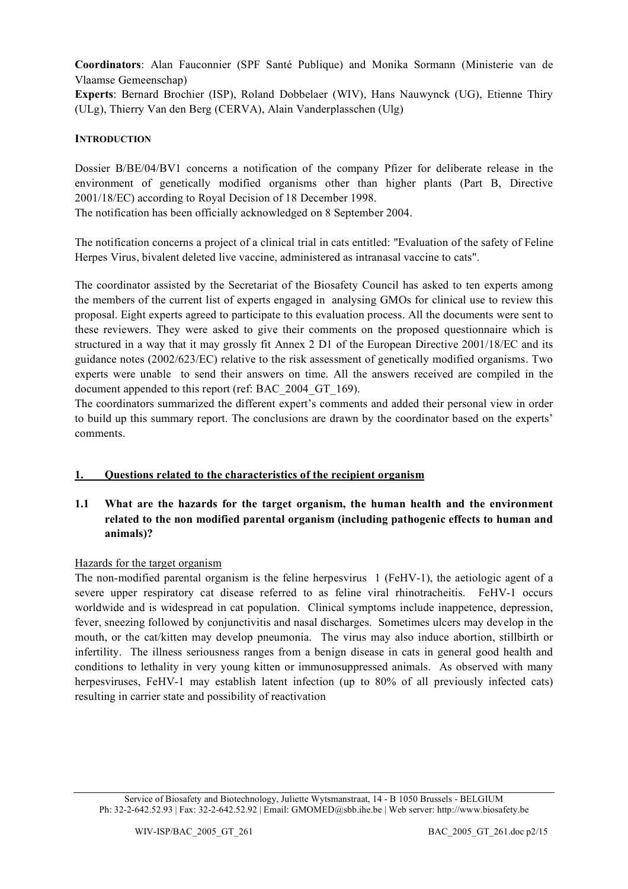**Coordinators**: Alan Fauconnier (SPF Santé Publique) and Monika Sormann (Ministerie van de Vlaamse Gemeenschap)

**Experts**: Bernard Brochier (ISP), Roland Dobbelaer (WIV), Hans Nauwynck (UG), Etienne Thiry (ULg), Thierry Van den Berg (CERVA), Alain Vanderplasschen (Ulg)

**INTRODUCTION**

Dossier B/BE/04/BV1 concerns a notification of the company Pfizer for deliberate release in the environment of genetically modified organisms other than higher plants (Part B, Directive 2001/18/EC) according to Royal Decision of 18 December 1998.

The notification has been officially acknowledged on 8 September 2004.

The notification concerns a project of a clinical trial in cats entitled: "Evaluation of the safety of Feline Herpes Virus, bivalent deleted live vaccine, administered as intranasal vaccine to cats".

The coordinator assisted by the Secretariat of the Biosafety Council has asked to ten experts among the members of the current list of experts engaged in analysing GMOs for clinical use to review this proposal. Eight experts agreed to participate to this evaluation process. All the documents were sent to these reviewers. They were asked to give their comments on the proposed questionnaire which is structured in a way that it may grossly fit Annex 2 D1 of the European Directive 2001/18/EC and its guidance notes (2002/623/EC) relative to the risk assessment of genetically modified organisms. Two experts were unable to send their answers on time. All the answers received are compiled in the document appended to this report (ref: BAC_2004_GT_169).

The coordinators summarized the different expert's comments and added their personal view in order to build up this summary report. The conclusions are drawn by the coordinator based on the experts' comments.

## 1. Questions related to the characteristics of the recipient organism

### 1.1 What are the hazards for the target organism, the human health and the environment related to the non modified parental organism (including pathogenic effects to human and animals)?

Hazards for the target organism

The non-modified parental organism is the feline herpesvirus 1 (FeHV-1), the aetiologic agent of a severe upper respiratory cat disease referred to as feline viral rhinotracheitis. FeHV-1 occurs worldwide and is widespread in cat population. Clinical symptoms include inappetence, depression, fever, sneezing followed by conjunctivitis and nasal discharges. Sometimes ulcers may develop in the mouth, or the cat/kitten may develop pneumonia. The virus may also induce abortion, stillbirth or infertility. The illness seriousness ranges from a benign disease in cats in general good health and conditions to lethality in very young kitten or immunosuppressed animals. As observed with many herpesviruses, FeHV-1 may establish latent infection (up to 80% of all previously infected cats) resulting in carrier state and possibility of reactivation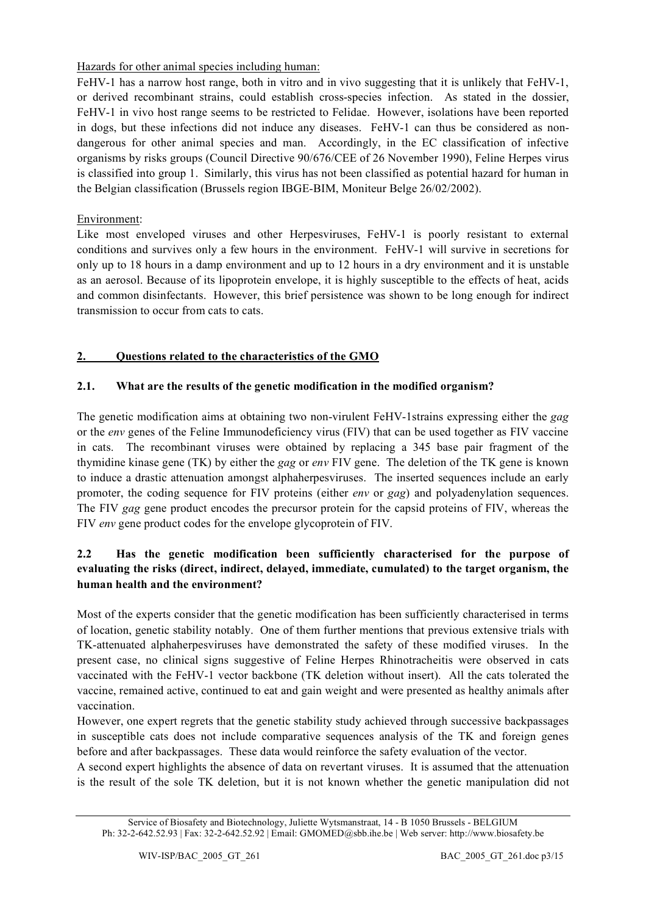Hazards for other animal species including human:

FeHV-1 has a narrow host range, both in vitro and in vivo suggesting that it is unlikely that FeHV-1, or derived recombinant strains, could establish cross-species infection. As stated in the dossier, FeHV-1 in vivo host range seems to be restricted to Felidae. However, isolations have been reported in dogs, but these infections did not induce any diseases. FeHV-1 can thus be considered as non-dangerous for other animal species and man. Accordingly, in the EC classification of infective organisms by risks groups (Council Directive 90/676/CEE of 26 November 1990), Feline Herpes virus is classified into group 1. Similarly, this virus has not been classified as potential hazard for human in the Belgian classification (Brussels region IBGE-BIM, Moniteur Belge 26/02/2002).

Environment:

Like most enveloped viruses and other Herpesviruses, FeHV-1 is poorly resistant to external conditions and survives only a few hours in the environment. FeHV-1 will survive in secretions for only up to 18 hours in a damp environment and up to 12 hours in a dry environment and it is unstable as an aerosol. Because of its lipoprotein envelope, it is highly susceptible to the effects of heat, acids and common disinfectants. However, this brief persistence was shown to be long enough for indirect transmission to occur from cats to cats.

## 2. Questions related to the characteristics of the GMO

### 2.1. What are the results of the genetic modification in the modified organism?

The genetic modification aims at obtaining two non-virulent FeHV-1strains expressing either the *gag* or the *env* genes of the Feline Immunodeficiency virus (FIV) that can be used together as FIV vaccine in cats. The recombinant viruses were obtained by replacing a 345 base pair fragment of the thymidine kinase gene (TK) by either the *gag* or *env* FIV gene. The deletion of the TK gene is known to induce a drastic attenuation amongst alphaherpesviruses. The inserted sequences include an early promoter, the coding sequence for FIV proteins (either *env* or *gag*) and polyadenylation sequences. The FIV *gag* gene product encodes the precursor protein for the capsid proteins of FIV, whereas the FIV *env* gene product codes for the envelope glycoprotein of FIV.

### 2.2 Has the genetic modification been sufficiently characterised for the purpose of evaluating the risks (direct, indirect, delayed, immediate, cumulated) to the target organism, the human health and the environment?

Most of the experts consider that the genetic modification has been sufficiently characterised in terms of location, genetic stability notably. One of them further mentions that previous extensive trials with TK-attenuated alphaherpesviruses have demonstrated the safety of these modified viruses. In the present case, no clinical signs suggestive of Feline Herpes Rhinotracheitis were observed in cats vaccinated with the FeHV-1 vector backbone (TK deletion without insert). All the cats tolerated the vaccine, remained active, continued to eat and gain weight and were presented as healthy animals after vaccination.

However, one expert regrets that the genetic stability study achieved through successive backpassages in susceptible cats does not include comparative sequences analysis of the TK and foreign genes before and after backpassages. These data would reinforce the safety evaluation of the vector.

A second expert highlights the absence of data on revertant viruses. It is assumed that the attenuation is the result of the sole TK deletion, but it is not known whether the genetic manipulation did not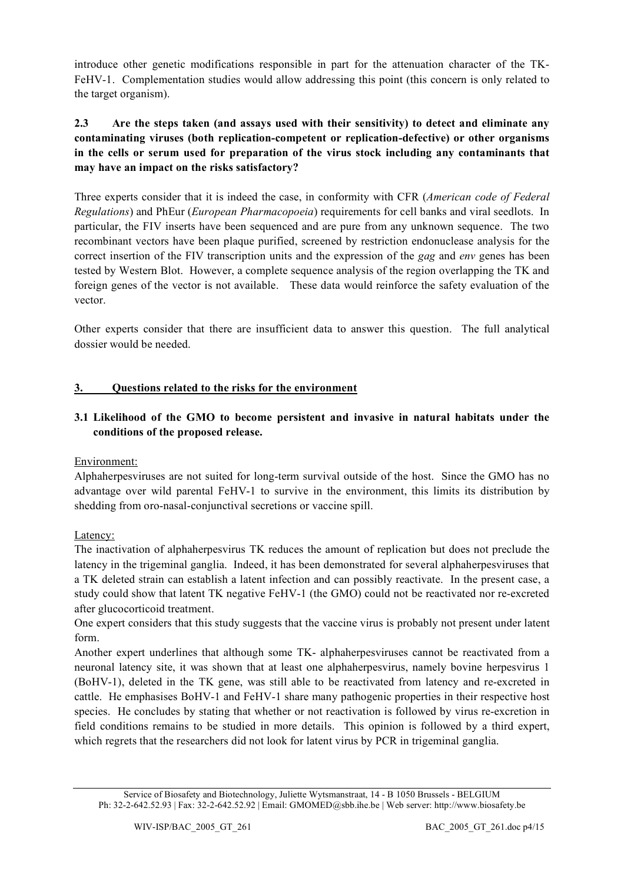introduce other genetic modifications responsible in part for the attenuation character of the TK-FeHV-1. Complementation studies would allow addressing this point (this concern is only related to the target organism).

### 2.3 Are the steps taken (and assays used with their sensitivity) to detect and eliminate any contaminating viruses (both replication-competent or replication-defective) or other organisms in the cells or serum used for preparation of the virus stock including any contaminants that may have an impact on the risks satisfactory?

Three experts consider that it is indeed the case, in conformity with CFR (*American code of Federal Regulations*) and PhEur (*European Pharmacopoeia*) requirements for cell banks and viral seedlots. In particular, the FIV inserts have been sequenced and are pure from any unknown sequence. The two recombinant vectors have been plaque purified, screened by restriction endonuclease analysis for the correct insertion of the FIV transcription units and the expression of the *gag* and *env* genes has been tested by Western Blot. However, a complete sequence analysis of the region overlapping the TK and foreign genes of the vector is not available. These data would reinforce the safety evaluation of the vector.

Other experts consider that there are insufficient data to answer this question. The full analytical dossier would be needed.

## 3. Questions related to the risks for the environment

### 3.1 Likelihood of the GMO to become persistent and invasive in natural habitats under the conditions of the proposed release.

Environment:

Alphaherpesviruses are not suited for long-term survival outside of the host. Since the GMO has no advantage over wild parental FeHV-1 to survive in the environment, this limits its distribution by shedding from oro-nasal-conjunctival secretions or vaccine spill.

Latency:

The inactivation of alphaherpesvirus TK reduces the amount of replication but does not preclude the latency in the trigeminal ganglia. Indeed, it has been demonstrated for several alphaherpesviruses that a TK deleted strain can establish a latent infection and can possibly reactivate. In the present case, a study could show that latent TK negative FeHV-1 (the GMO) could not be reactivated nor re-excreted after glucocorticoid treatment.

One expert considers that this study suggests that the vaccine virus is probably not present under latent form.

Another expert underlines that although some TK- alphaherpesviruses cannot be reactivated from a neuronal latency site, it was shown that at least one alphaherpesvirus, namely bovine herpesvirus 1 (BoHV-1), deleted in the TK gene, was still able to be reactivated from latency and re-excreted in cattle. He emphasises BoHV-1 and FeHV-1 share many pathogenic properties in their respective host species. He concludes by stating that whether or not reactivation is followed by virus re-excretion in field conditions remains to be studied in more details. This opinion is followed by a third expert, which regrets that the researchers did not look for latent virus by PCR in trigeminal ganglia.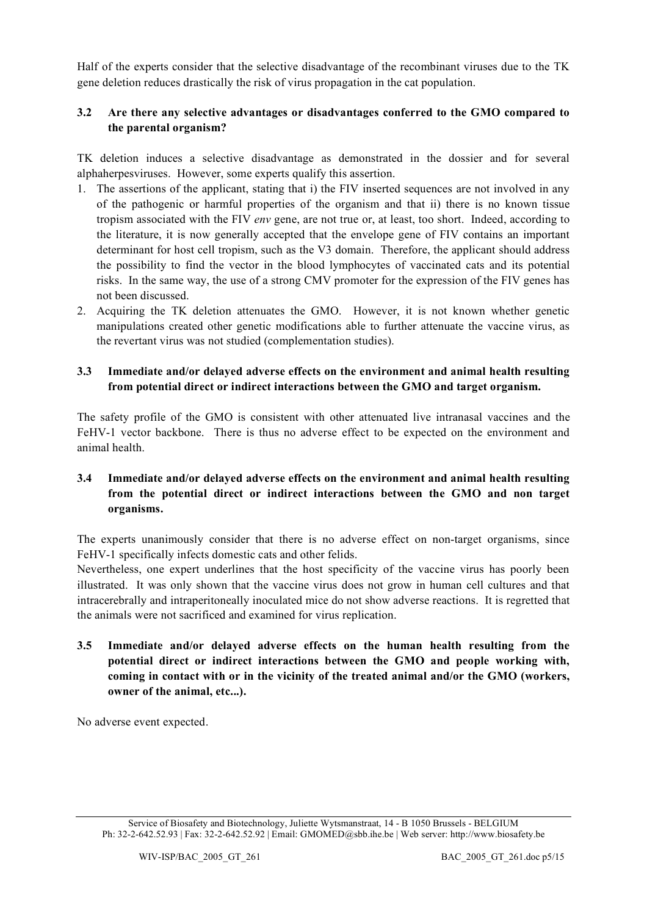Half of the experts consider that the selective disadvantage of the recombinant viruses due to the TK gene deletion reduces drastically the risk of virus propagation in the cat population.

### 3.2 Are there any selective advantages or disadvantages conferred to the GMO compared to the parental organism?

TK deletion induces a selective disadvantage as demonstrated in the dossier and for several alphaherpesviruses. However, some experts qualify this assertion.

1. The assertions of the applicant, stating that i) the FIV inserted sequences are not involved in any of the pathogenic or harmful properties of the organism and that ii) there is no known tissue tropism associated with the FIV *env* gene, are not true or, at least, too short. Indeed, according to the literature, it is now generally accepted that the envelope gene of FIV contains an important determinant for host cell tropism, such as the V3 domain. Therefore, the applicant should address the possibility to find the vector in the blood lymphocytes of vaccinated cats and its potential risks. In the same way, the use of a strong CMV promoter for the expression of the FIV genes has not been discussed.
2. Acquiring the TK deletion attenuates the GMO. However, it is not known whether genetic manipulations created other genetic modifications able to further attenuate the vaccine virus, as the revertant virus was not studied (complementation studies).

### 3.3 Immediate and/or delayed adverse effects on the environment and animal health resulting from potential direct or indirect interactions between the GMO and target organism.

The safety profile of the GMO is consistent with other attenuated live intranasal vaccines and the FeHV-1 vector backbone. There is thus no adverse effect to be expected on the environment and animal health.

### 3.4 Immediate and/or delayed adverse effects on the environment and animal health resulting from the potential direct or indirect interactions between the GMO and non target organisms.

The experts unanimously consider that there is no adverse effect on non-target organisms, since FeHV-1 specifically infects domestic cats and other felids.

Nevertheless, one expert underlines that the host specificity of the vaccine virus has poorly been illustrated. It was only shown that the vaccine virus does not grow in human cell cultures and that intracerebrally and intraperitoneally inoculated mice do not show adverse reactions. It is regretted that the animals were not sacrificed and examined for virus replication.

### 3.5 Immediate and/or delayed adverse effects on the human health resulting from the potential direct or indirect interactions between the GMO and people working with, coming in contact with or in the vicinity of the treated animal and/or the GMO (workers, owner of the animal, etc...).

No adverse event expected.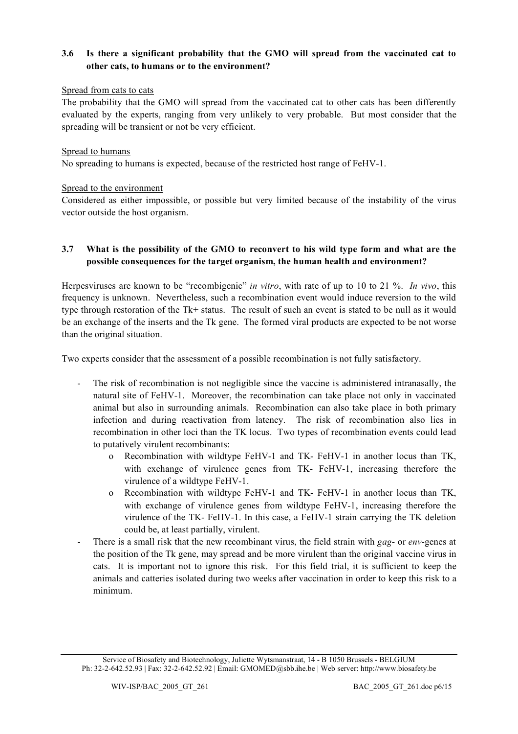### 3.6 Is there a significant probability that the GMO will spread from the vaccinated cat to other cats, to humans or to the environment?

Spread from cats to cats

The probability that the GMO will spread from the vaccinated cat to other cats has been differently evaluated by the experts, ranging from very unlikely to very probable. But most consider that the spreading will be transient or not be very efficient.

Spread to humans

No spreading to humans is expected, because of the restricted host range of FeHV-1.

Spread to the environment

Considered as either impossible, or possible but very limited because of the instability of the virus vector outside the host organism.

### 3.7 What is the possibility of the GMO to reconvert to his wild type form and what are the possible consequences for the target organism, the human health and environment?

Herpesviruses are known to be "recombigenic" *in vitro*, with rate of up to 10 to 21 %. *In vivo*, this frequency is unknown. Nevertheless, such a recombination event would induce reversion to the wild type through restoration of the Tk+ status. The result of such an event is stated to be null as it would be an exchange of the inserts and the Tk gene. The formed viral products are expected to be not worse than the original situation.

Two experts consider that the assessment of a possible recombination is not fully satisfactory.

- The risk of recombination is not negligible since the vaccine is administered intranasally, the natural site of FeHV-1. Moreover, the recombination can take place not only in vaccinated animal but also in surrounding animals. Recombination can also take place in both primary infection and during reactivation from latency. The risk of recombination also lies in recombination in other loci than the TK locus. Two types of recombination events could lead to putatively virulent recombinants:
  - Recombination with wildtype FeHV-1 and TK- FeHV-1 in another locus than TK, with exchange of virulence genes from TK- FeHV-1, increasing therefore the virulence of a wildtype FeHV-1.
  - Recombination with wildtype FeHV-1 and TK- FeHV-1 in another locus than TK, with exchange of virulence genes from wildtype FeHV-1, increasing therefore the virulence of the TK- FeHV-1. In this case, a FeHV-1 strain carrying the TK deletion could be, at least partially, virulent.
- There is a small risk that the new recombinant virus, the field strain with *gag*- or *env*-genes at the position of the Tk gene, may spread and be more virulent than the original vaccine virus in cats. It is important not to ignore this risk. For this field trial, it is sufficient to keep the animals and catteries isolated during two weeks after vaccination in order to keep this risk to a minimum.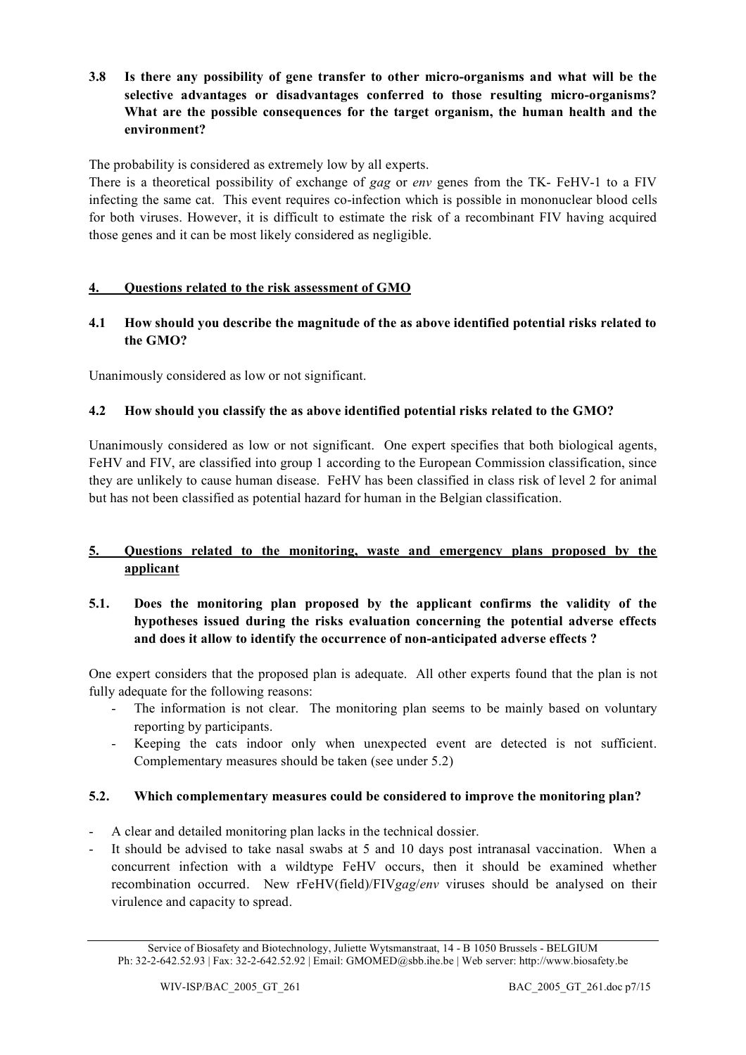**3.8 Is there any possibility of gene transfer to other micro-organisms and what will be the selective advantages or disadvantages conferred to those resulting micro-organisms? What are the possible consequences for the target organism, the human health and the environment?**

The probability is considered as extremely low by all experts.

There is a theoretical possibility of exchange of *gag* or *env* genes from the TK- FeHV-1 to a FIV infecting the same cat. This event requires co-infection which is possible in mononuclear blood cells for both viruses. However, it is difficult to estimate the risk of a recombinant FIV having acquired those genes and it can be most likely considered as negligible.

## 4. Questions related to the risk assessment of GMO

**4.1 How should you describe the magnitude of the as above identified potential risks related to the GMO?**

Unanimously considered as low or not significant.

**4.2 How should you classify the as above identified potential risks related to the GMO?**

Unanimously considered as low or not significant. One expert specifies that both biological agents, FeHV and FIV, are classified into group 1 according to the European Commission classification, since they are unlikely to cause human disease. FeHV has been classified in class risk of level 2 for animal but has not been classified as potential hazard for human in the Belgian classification.

## 5. Questions related to the monitoring, waste and emergency plans proposed by the applicant

**5.1. Does the monitoring plan proposed by the applicant confirms the validity of the hypotheses issued during the risks evaluation concerning the potential adverse effects and does it allow to identify the occurrence of non-anticipated adverse effects ?**

One expert considers that the proposed plan is adequate. All other experts found that the plan is not fully adequate for the following reasons:

- The information is not clear. The monitoring plan seems to be mainly based on voluntary reporting by participants.
- Keeping the cats indoor only when unexpected event are detected is not sufficient. Complementary measures should be taken (see under 5.2)

**5.2. Which complementary measures could be considered to improve the monitoring plan?**

- A clear and detailed monitoring plan lacks in the technical dossier.
- It should be advised to take nasal swabs at 5 and 10 days post intranasal vaccination. When a concurrent infection with a wildtype FeHV occurs, then it should be examined whether recombination occurred. New rFeHV(field)/FIV*gag*/*env* viruses should be analysed on their virulence and capacity to spread.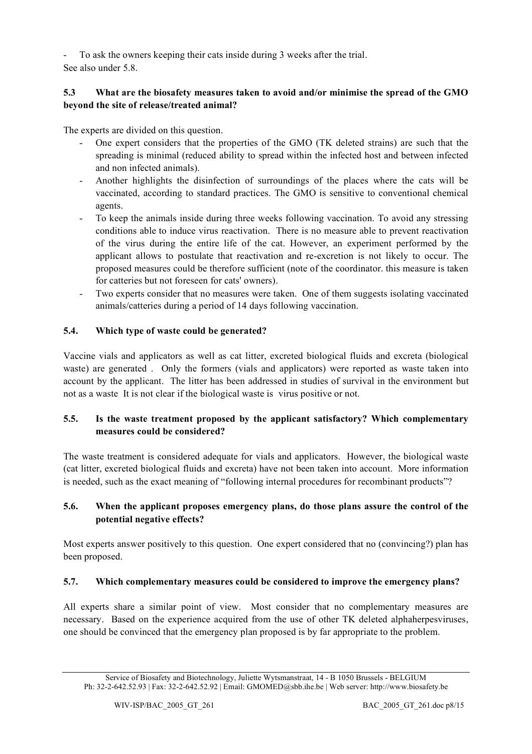- To ask the owners keeping their cats inside during 3 weeks after the trial.

See also under 5.8.

### 5.3 What are the biosafety measures taken to avoid and/or minimise the spread of the GMO beyond the site of release/treated animal?

The experts are divided on this question.

- One expert considers that the properties of the GMO (TK deleted strains) are such that the spreading is minimal (reduced ability to spread within the infected host and between infected and non infected animals).
- Another highlights the disinfection of surroundings of the places where the cats will be vaccinated, according to standard practices. The GMO is sensitive to conventional chemical agents.
- To keep the animals inside during three weeks following vaccination. To avoid any stressing conditions able to induce virus reactivation. There is no measure able to prevent reactivation of the virus during the entire life of the cat. However, an experiment performed by the applicant allows to postulate that reactivation and re-excretion is not likely to occur. The proposed measures could be therefore sufficient (note of the coordinator. this measure is taken for catteries but not foreseen for cats' owners).
- Two experts consider that no measures were taken. One of them suggests isolating vaccinated animals/catteries during a period of 14 days following vaccination.

### 5.4. Which type of waste could be generated?

Vaccine vials and applicators as well as cat litter, excreted biological fluids and excreta (biological waste) are generated . Only the formers (vials and applicators) were reported as waste taken into account by the applicant. The litter has been addressed in studies of survival in the environment but not as a waste It is not clear if the biological waste is virus positive or not.

### 5.5. Is the waste treatment proposed by the applicant satisfactory? Which complementary measures could be considered?

The waste treatment is considered adequate for vials and applicators. However, the biological waste (cat litter, excreted biological fluids and excreta) have not been taken into account. More information is needed, such as the exact meaning of "following internal procedures for recombinant products"?

### 5.6. When the applicant proposes emergency plans, do those plans assure the control of the potential negative effects?

Most experts answer positively to this question. One expert considered that no (convincing?) plan has been proposed.

### 5.7. Which complementary measures could be considered to improve the emergency plans?

All experts share a similar point of view. Most consider that no complementary measures are necessary. Based on the experience acquired from the use of other TK deleted alphaherpesviruses, one should be convinced that the emergency plan proposed is by far appropriate to the problem.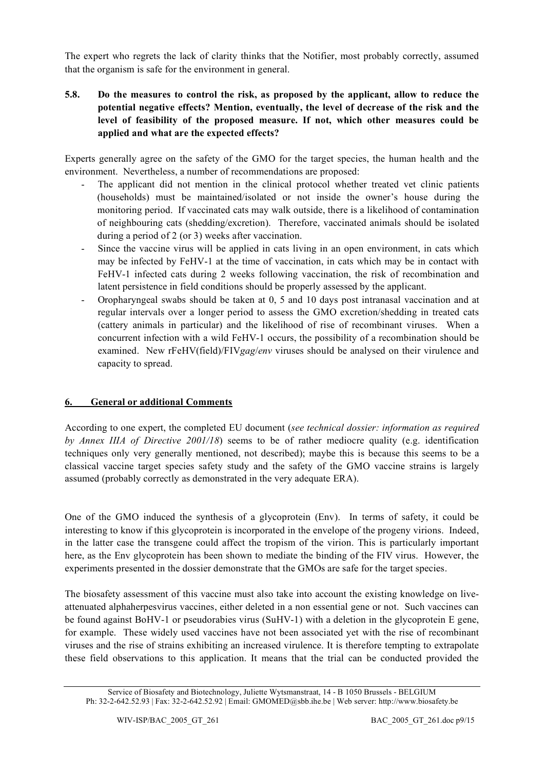The expert who regrets the lack of clarity thinks that the Notifier, most probably correctly, assumed that the organism is safe for the environment in general.

**5.8. Do the measures to control the risk, as proposed by the applicant, allow to reduce the potential negative effects? Mention, eventually, the level of decrease of the risk and the level of feasibility of the proposed measure. If not, which other measures could be applied and what are the expected effects?**

Experts generally agree on the safety of the GMO for the target species, the human health and the environment. Nevertheless, a number of recommendations are proposed:

- The applicant did not mention in the clinical protocol whether treated vet clinic patients (households) must be maintained/isolated or not inside the owner's house during the monitoring period. If vaccinated cats may walk outside, there is a likelihood of contamination of neighbouring cats (shedding/excretion). Therefore, vaccinated animals should be isolated during a period of 2 (or 3) weeks after vaccination.
- Since the vaccine virus will be applied in cats living in an open environment, in cats which may be infected by FeHV-1 at the time of vaccination, in cats which may be in contact with FeHV-1 infected cats during 2 weeks following vaccination, the risk of recombination and latent persistence in field conditions should be properly assessed by the applicant.
- Oropharyngeal swabs should be taken at 0, 5 and 10 days post intranasal vaccination and at regular intervals over a longer period to assess the GMO excretion/shedding in treated cats (cattery animals in particular) and the likelihood of rise of recombinant viruses. When a concurrent infection with a wild FeHV-1 occurs, the possibility of a recombination should be examined. New rFeHV(field)/FIV*gag*/*env* viruses should be analysed on their virulence and capacity to spread.

## 6. General or additional Comments

According to one expert, the completed EU document (*see technical dossier: information as required by Annex IIIA of Directive 2001/18*) seems to be of rather mediocre quality (e.g. identification techniques only very generally mentioned, not described); maybe this is because this seems to be a classical vaccine target species safety study and the safety of the GMO vaccine strains is largely assumed (probably correctly as demonstrated in the very adequate ERA).

One of the GMO induced the synthesis of a glycoprotein (Env). In terms of safety, it could be interesting to know if this glycoprotein is incorporated in the envelope of the progeny virions. Indeed, in the latter case the transgene could affect the tropism of the virion. This is particularly important here, as the Env glycoprotein has been shown to mediate the binding of the FIV virus. However, the experiments presented in the dossier demonstrate that the GMOs are safe for the target species.

The biosafety assessment of this vaccine must also take into account the existing knowledge on live-attenuated alphaherpesvirus vaccines, either deleted in a non essential gene or not. Such vaccines can be found against BoHV-1 or pseudorabies virus (SuHV-1) with a deletion in the glycoprotein E gene, for example. These widely used vaccines have not been associated yet with the rise of recombinant viruses and the rise of strains exhibiting an increased virulence. It is therefore tempting to extrapolate these field observations to this application. It means that the trial can be conducted provided the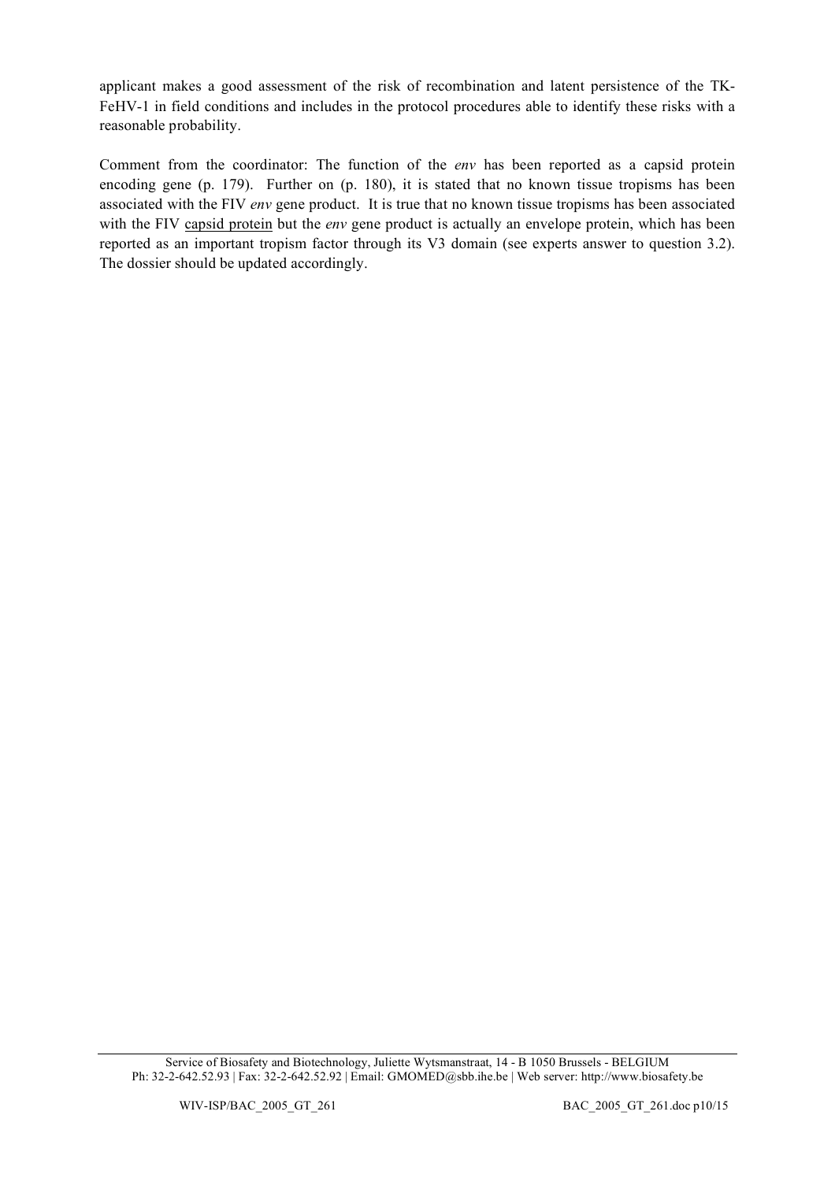applicant makes a good assessment of the risk of recombination and latent persistence of the TK-FeHV-1 in field conditions and includes in the protocol procedures able to identify these risks with a reasonable probability.

Comment from the coordinator: The function of the *env* has been reported as a capsid protein encoding gene (p. 179). Further on (p. 180), it is stated that no known tissue tropisms has been associated with the FIV *env* gene product. It is true that no known tissue tropisms has been associated with the FIV capsid protein but the *env* gene product is actually an envelope protein, which has been reported as an important tropism factor through its V3 domain (see experts answer to question 3.2). The dossier should be updated accordingly.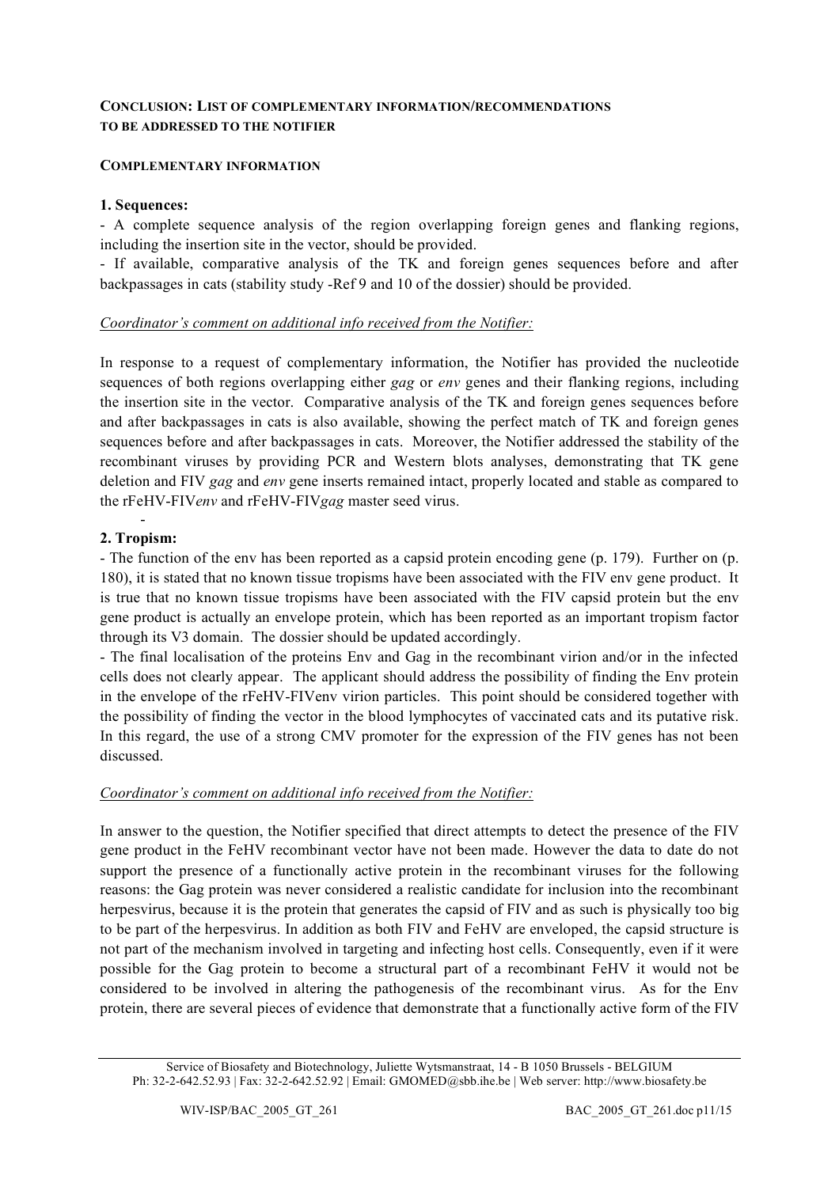**CONCLUSION: LIST OF COMPLEMENTARY INFORMATION/RECOMMENDATIONS TO BE ADDRESSED TO THE NOTIFIER**

**COMPLEMENTARY INFORMATION**

**1. Sequences:**

- A complete sequence analysis of the region overlapping foreign genes and flanking regions, including the insertion site in the vector, should be provided.
- If available, comparative analysis of the TK and foreign genes sequences before and after backpassages in cats (stability study -Ref 9 and 10 of the dossier) should be provided.

*Coordinator's comment on additional info received from the Notifier:*

In response to a request of complementary information, the Notifier has provided the nucleotide sequences of both regions overlapping either *gag* or *env* genes and their flanking regions, including the insertion site in the vector. Comparative analysis of the TK and foreign genes sequences before and after backpassages in cats is also available, showing the perfect match of TK and foreign genes sequences before and after backpassages in cats. Moreover, the Notifier addressed the stability of the recombinant viruses by providing PCR and Western blots analyses, demonstrating that TK gene deletion and FIV *gag* and *env* gene inserts remained intact, properly located and stable as compared to the rFeHV-FIV*env* and rFeHV-FIV*gag* master seed virus.

-

**2. Tropism:**

- The function of the env has been reported as a capsid protein encoding gene (p. 179). Further on (p. 180), it is stated that no known tissue tropisms have been associated with the FIV env gene product. It is true that no known tissue tropisms have been associated with the FIV capsid protein but the env gene product is actually an envelope protein, which has been reported as an important tropism factor through its V3 domain. The dossier should be updated accordingly.
- The final localisation of the proteins Env and Gag in the recombinant virion and/or in the infected cells does not clearly appear. The applicant should address the possibility of finding the Env protein in the envelope of the rFeHV-FIVenv virion particles. This point should be considered together with the possibility of finding the vector in the blood lymphocytes of vaccinated cats and its putative risk. In this regard, the use of a strong CMV promoter for the expression of the FIV genes has not been discussed.

*Coordinator's comment on additional info received from the Notifier:*

In answer to the question, the Notifier specified that direct attempts to detect the presence of the FIV gene product in the FeHV recombinant vector have not been made. However the data to date do not support the presence of a functionally active protein in the recombinant viruses for the following reasons: the Gag protein was never considered a realistic candidate for inclusion into the recombinant herpesvirus, because it is the protein that generates the capsid of FIV and as such is physically too big to be part of the herpesvirus. In addition as both FIV and FeHV are enveloped, the capsid structure is not part of the mechanism involved in targeting and infecting host cells. Consequently, even if it were possible for the Gag protein to become a structural part of a recombinant FeHV it would not be considered to be involved in altering the pathogenesis of the recombinant virus. As for the Env protein, there are several pieces of evidence that demonstrate that a functionally active form of the FIV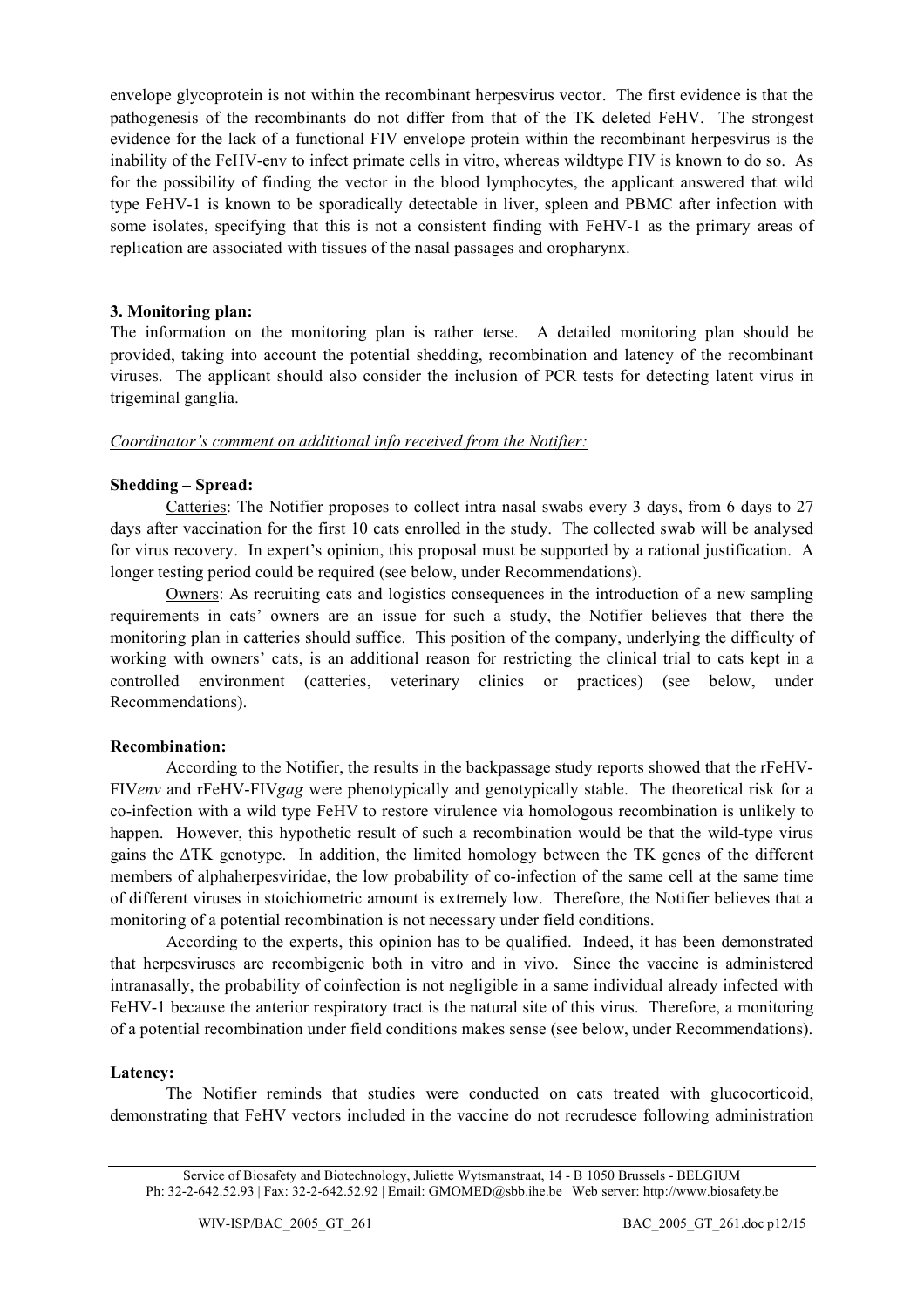envelope glycoprotein is not within the recombinant herpesvirus vector. The first evidence is that the pathogenesis of the recombinants do not differ from that of the TK deleted FeHV. The strongest evidence for the lack of a functional FIV envelope protein within the recombinant herpesvirus is the inability of the FeHV-env to infect primate cells in vitro, whereas wildtype FIV is known to do so. As for the possibility of finding the vector in the blood lymphocytes, the applicant answered that wild type FeHV-1 is known to be sporadically detectable in liver, spleen and PBMC after infection with some isolates, specifying that this is not a consistent finding with FeHV-1 as the primary areas of replication are associated with tissues of the nasal passages and oropharynx.

**3. Monitoring plan:**

The information on the monitoring plan is rather terse. A detailed monitoring plan should be provided, taking into account the potential shedding, recombination and latency of the recombinant viruses. The applicant should also consider the inclusion of PCR tests for detecting latent virus in trigeminal ganglia.

*Coordinator's comment on additional info received from the Notifier:*

**Shedding – Spread:**

Catteries: The Notifier proposes to collect intra nasal swabs every 3 days, from 6 days to 27 days after vaccination for the first 10 cats enrolled in the study. The collected swab will be analysed for virus recovery. In expert's opinion, this proposal must be supported by a rational justification. A longer testing period could be required (see below, under Recommendations).

Owners: As recruiting cats and logistics consequences in the introduction of a new sampling requirements in cats' owners are an issue for such a study, the Notifier believes that there the monitoring plan in catteries should suffice. This position of the company, underlying the difficulty of working with owners' cats, is an additional reason for restricting the clinical trial to cats kept in a controlled environment (catteries, veterinary clinics or practices) (see below, under Recommendations).

**Recombination:**

According to the Notifier, the results in the backpassage study reports showed that the rFeHV-FIV*env* and rFeHV-FIV*gag* were phenotypically and genotypically stable. The theoretical risk for a co-infection with a wild type FeHV to restore virulence via homologous recombination is unlikely to happen. However, this hypothetic result of such a recombination would be that the wild-type virus gains the ΔTK genotype. In addition, the limited homology between the TK genes of the different members of alphaherpesviridae, the low probability of co-infection of the same cell at the same time of different viruses in stoichiometric amount is extremely low. Therefore, the Notifier believes that a monitoring of a potential recombination is not necessary under field conditions.

According to the experts, this opinion has to be qualified. Indeed, it has been demonstrated that herpesviruses are recombigenic both in vitro and in vivo. Since the vaccine is administered intranasally, the probability of coinfection is not negligible in a same individual already infected with FeHV-1 because the anterior respiratory tract is the natural site of this virus. Therefore, a monitoring of a potential recombination under field conditions makes sense (see below, under Recommendations).

**Latency:**

The Notifier reminds that studies were conducted on cats treated with glucocorticoid, demonstrating that FeHV vectors included in the vaccine do not recrudesce following administration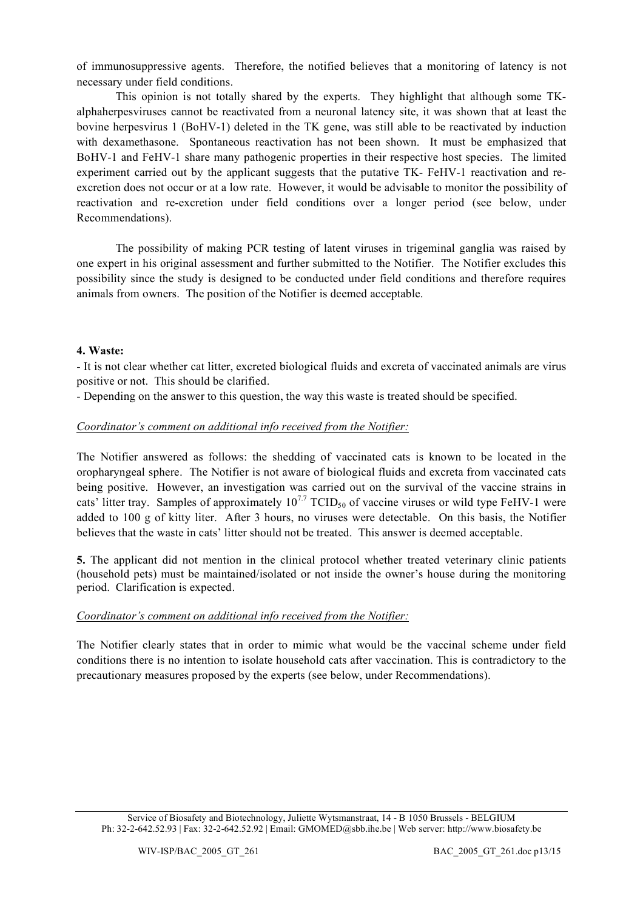of immunosuppressive agents. Therefore, the notified believes that a monitoring of latency is not necessary under field conditions.

This opinion is not totally shared by the experts. They highlight that although some TK-alphaherpesviruses cannot be reactivated from a neuronal latency site, it was shown that at least the bovine herpesvirus 1 (BoHV-1) deleted in the TK gene, was still able to be reactivated by induction with dexamethasone. Spontaneous reactivation has not been shown. It must be emphasized that BoHV-1 and FeHV-1 share many pathogenic properties in their respective host species. The limited experiment carried out by the applicant suggests that the putative TK- FeHV-1 reactivation and re-excretion does not occur or at a low rate. However, it would be advisable to monitor the possibility of reactivation and re-excretion under field conditions over a longer period (see below, under Recommendations).

The possibility of making PCR testing of latent viruses in trigeminal ganglia was raised by one expert in his original assessment and further submitted to the Notifier. The Notifier excludes this possibility since the study is designed to be conducted under field conditions and therefore requires animals from owners. The position of the Notifier is deemed acceptable.

**4. Waste:**

- It is not clear whether cat litter, excreted biological fluids and excreta of vaccinated animals are virus positive or not. This should be clarified.
- Depending on the answer to this question, the way this waste is treated should be specified.

*Coordinator's comment on additional info received from the Notifier:*

The Notifier answered as follows: the shedding of vaccinated cats is known to be located in the oropharyngeal sphere. The Notifier is not aware of biological fluids and excreta from vaccinated cats being positive. However, an investigation was carried out on the survival of the vaccine strains in cats' litter tray. Samples of approximately $10^{7.7}$ $TCID_{50}$ of vaccine viruses or wild type FeHV-1 were added to 100 g of kitty liter. After 3 hours, no viruses were detectable. On this basis, the Notifier believes that the waste in cats' litter should not be treated. This answer is deemed acceptable.

**5.** The applicant did not mention in the clinical protocol whether treated veterinary clinic patients (household pets) must be maintained/isolated or not inside the owner's house during the monitoring period. Clarification is expected.

*Coordinator's comment on additional info received from the Notifier:*

The Notifier clearly states that in order to mimic what would be the vaccinal scheme under field conditions there is no intention to isolate household cats after vaccination. This is contradictory to the precautionary measures proposed by the experts (see below, under Recommendations).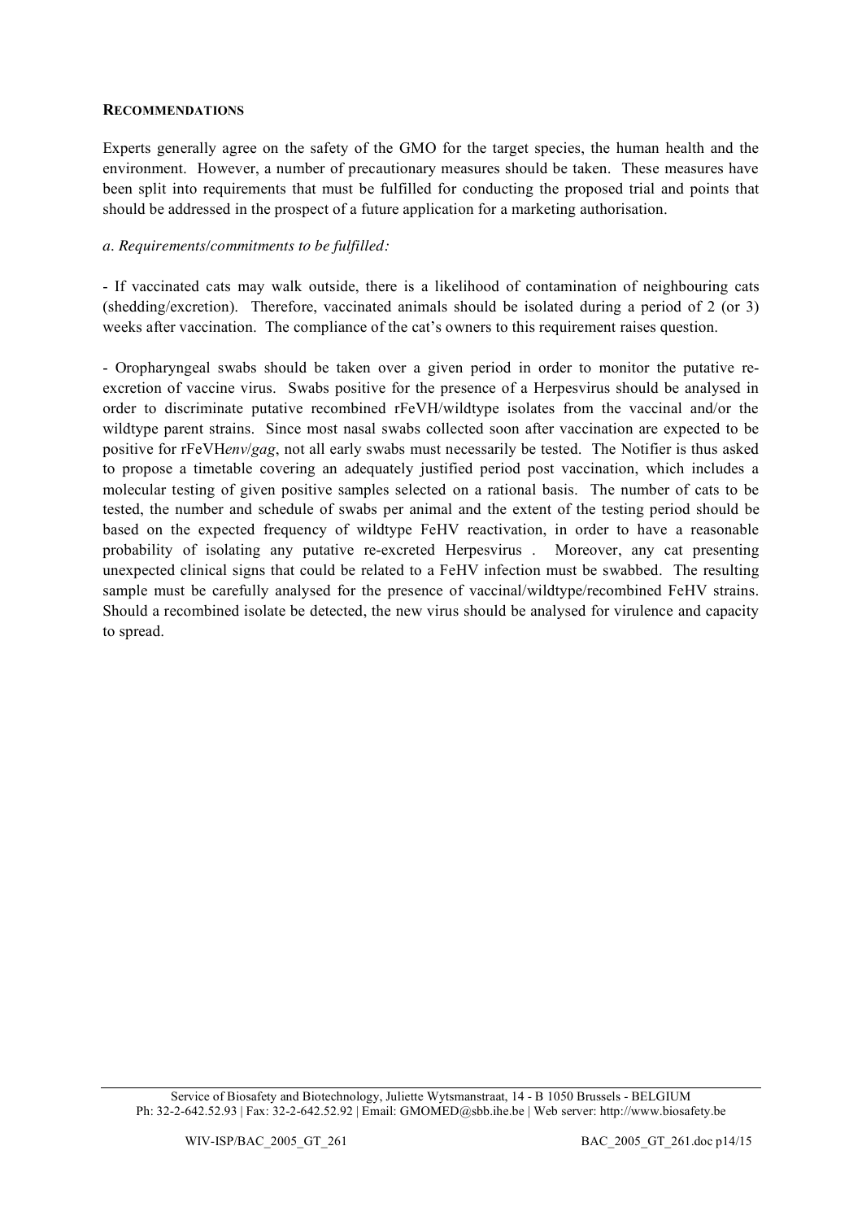**RECOMMENDATIONS**

Experts generally agree on the safety of the GMO for the target species, the human health and the environment. However, a number of precautionary measures should be taken. These measures have been split into requirements that must be fulfilled for conducting the proposed trial and points that should be addressed in the prospect of a future application for a marketing authorisation.

*a. Requirements/commitments to be fulfilled:*

- If vaccinated cats may walk outside, there is a likelihood of contamination of neighbouring cats (shedding/excretion). Therefore, vaccinated animals should be isolated during a period of 2 (or 3) weeks after vaccination. The compliance of the cat's owners to this requirement raises question.

- Oropharyngeal swabs should be taken over a given period in order to monitor the putative re-excretion of vaccine virus. Swabs positive for the presence of a Herpesvirus should be analysed in order to discriminate putative recombined rFeVH/wildtype isolates from the vaccinal and/or the wildtype parent strains. Since most nasal swabs collected soon after vaccination are expected to be positive for rFeVH*env*/*gag*, not all early swabs must necessarily be tested. The Notifier is thus asked to propose a timetable covering an adequately justified period post vaccination, which includes a molecular testing of given positive samples selected on a rational basis. The number of cats to be tested, the number and schedule of swabs per animal and the extent of the testing period should be based on the expected frequency of wildtype FeHV reactivation, in order to have a reasonable probability of isolating any putative re-excreted Herpesvirus . Moreover, any cat presenting unexpected clinical signs that could be related to a FeHV infection must be swabbed. The resulting sample must be carefully analysed for the presence of vaccinal/wildtype/recombined FeHV strains. Should a recombined isolate be detected, the new virus should be analysed for virulence and capacity to spread.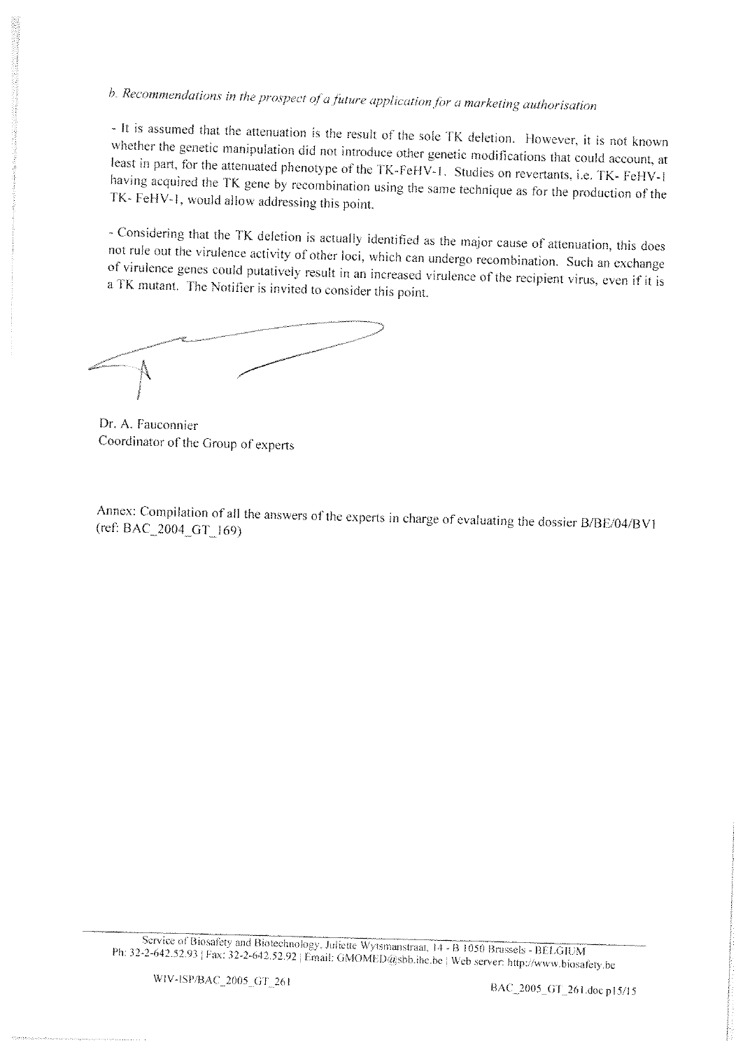*b. Recommendations in the prospect of a future application for a marketing authorisation*

- It is assumed that the attenuation is the result of the sole TK deletion. However, it is not known whether the genetic manipulation did not introduce other genetic modifications that could account, at least in part, for the attenuated phenotype of the TK-FeHV-1. Studies on revertants, i.e. TK- FeHV-1 having acquired the TK gene by recombination using the same technique as for the production of the TK- FeHV-1, would allow addressing this point.

- Considering that the TK deletion is actually identified as the major cause of attenuation, this does not rule out the virulence activity of other loci, which can undergo recombination. Such an exchange of virulence genes could putatively result in an increased virulence of the recipient virus, even if it is a TK mutant. The Notifier is invited to consider this point.

Dr. A. Fauconnier
Coordinator of the Group of experts

Annex: Compilation of all the answers of the experts in charge of evaluating the dossier B/BE/04/BV1 (ref: BAC_2004_GT_169)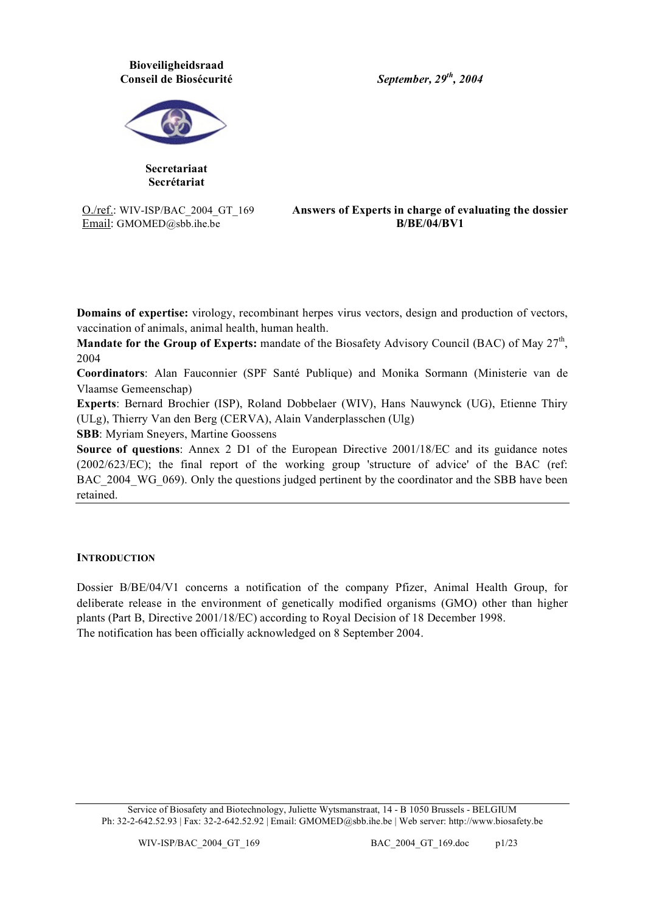**Bioveiligheidsraad**
**Conseil de Biosécurité**

*September, 29th, 2004*

**Secretariaat**
**Secrétariat**

O./ref.: WIV-ISP/BAC_2004_GT_169
Email: GMOMED@sbb.ihe.be

**Answers of Experts in charge of evaluating the dossier B/BE/04/BV1**

**Domains of expertise:** virology, recombinant herpes virus vectors, design and production of vectors, vaccination of animals, animal health, human health.
**Mandate for the Group of Experts:** mandate of the Biosafety Advisory Council (BAC) of May 27th, 2004
**Coordinators**: Alan Fauconnier (SPF Santé Publique) and Monika Sormann (Ministerie van de Vlaamse Gemeenschap)
**Experts**: Bernard Brochier (ISP), Roland Dobbelaer (WIV), Hans Nauwynck (UG), Etienne Thiry (ULg), Thierry Van den Berg (CERVA), Alain Vanderplasschen (Ulg)
**SBB**: Myriam Sneyers, Martine Goossens
**Source of questions**: Annex 2 D1 of the European Directive 2001/18/EC and its guidance notes (2002/623/EC); the final report of the working group 'structure of advice' of the BAC (ref: BAC_2004_WG_069). Only the questions judged pertinent by the coordinator and the SBB have been retained.

## INTRODUCTION

Dossier B/BE/04/V1 concerns a notification of the company Pfizer, Animal Health Group, for deliberate release in the environment of genetically modified organisms (GMO) other than higher plants (Part B, Directive 2001/18/EC) according to Royal Decision of 18 December 1998.
The notification has been officially acknowledged on 8 September 2004.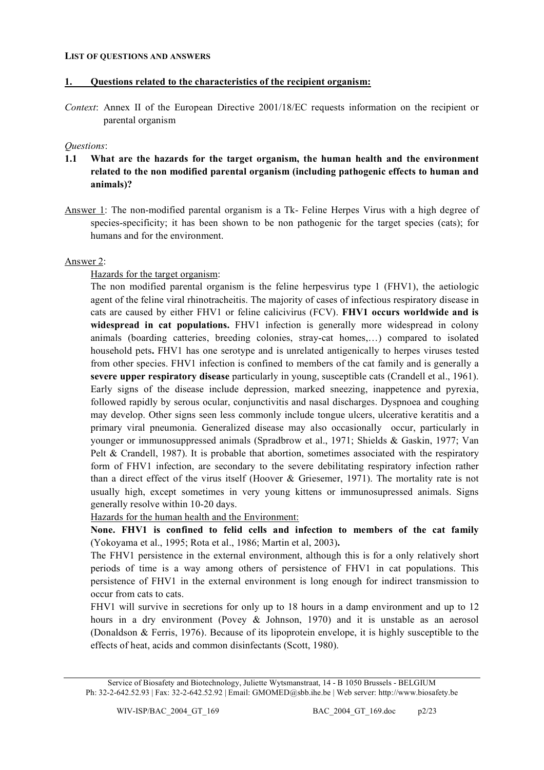**LIST OF QUESTIONS AND ANSWERS**

## 1. Questions related to the characteristics of the recipient organism:

*Context*: Annex II of the European Directive 2001/18/EC requests information on the recipient or parental organism

*Questions*:

**1.1 What are the hazards for the target organism, the human health and the environment related to the non modified parental organism (including pathogenic effects to human and animals)?**

Answer 1: The non-modified parental organism is a Tk- Feline Herpes Virus with a high degree of species-specificity; it has been shown to be non pathogenic for the target species (cats); for humans and for the environment.

Answer 2:

Hazards for the target organism:

The non modified parental organism is the feline herpesvirus type 1 (FHV1), the aetiologic agent of the feline viral rhinotracheitis. The majority of cases of infectious respiratory disease in cats are caused by either FHV1 or feline calicivirus (FCV). **FHV1 occurs worldwide and is widespread in cat populations.** FHV1 infection is generally more widespread in colony animals (boarding catteries, breeding colonies, stray-cat homes,…) compared to isolated household pets**.** FHV1 has one serotype and is unrelated antigenically to herpes viruses tested from other species. FHV1 infection is confined to members of the cat family and is generally a **severe upper respiratory disease** particularly in young, susceptible cats (Crandell et al., 1961). Early signs of the disease include depression, marked sneezing, inappetence and pyrexia, followed rapidly by serous ocular, conjunctivitis and nasal discharges. Dyspnoea and coughing may develop. Other signs seen less commonly include tongue ulcers, ulcerative keratitis and a primary viral pneumonia. Generalized disease may also occasionally occur, particularly in younger or immunosuppressed animals (Spradbrow et al., 1971; Shields & Gaskin, 1977; Van Pelt & Crandell, 1987). It is probable that abortion, sometimes associated with the respiratory form of FHV1 infection, are secondary to the severe debilitating respiratory infection rather than a direct effect of the virus itself (Hoover & Griesemer, 1971). The mortality rate is not usually high, except sometimes in very young kittens or immunosupressed animals. Signs generally resolve within 10-20 days.

Hazards for the human health and the Environment:

**None. FHV1 is confined to felid cells and infection to members of the cat family** (Yokoyama et al., 1995; Rota et al., 1986; Martin et al, 2003)**.**

The FHV1 persistence in the external environment, although this is for a only relatively short periods of time is a way among others of persistence of FHV1 in cat populations. This persistence of FHV1 in the external environment is long enough for indirect transmission to occur from cats to cats.

FHV1 will survive in secretions for only up to 18 hours in a damp environment and up to 12 hours in a dry environment (Povey & Johnson, 1970) and it is unstable as an aerosol (Donaldson & Ferris, 1976). Because of its lipoprotein envelope, it is highly susceptible to the effects of heat, acids and common disinfectants (Scott, 1980).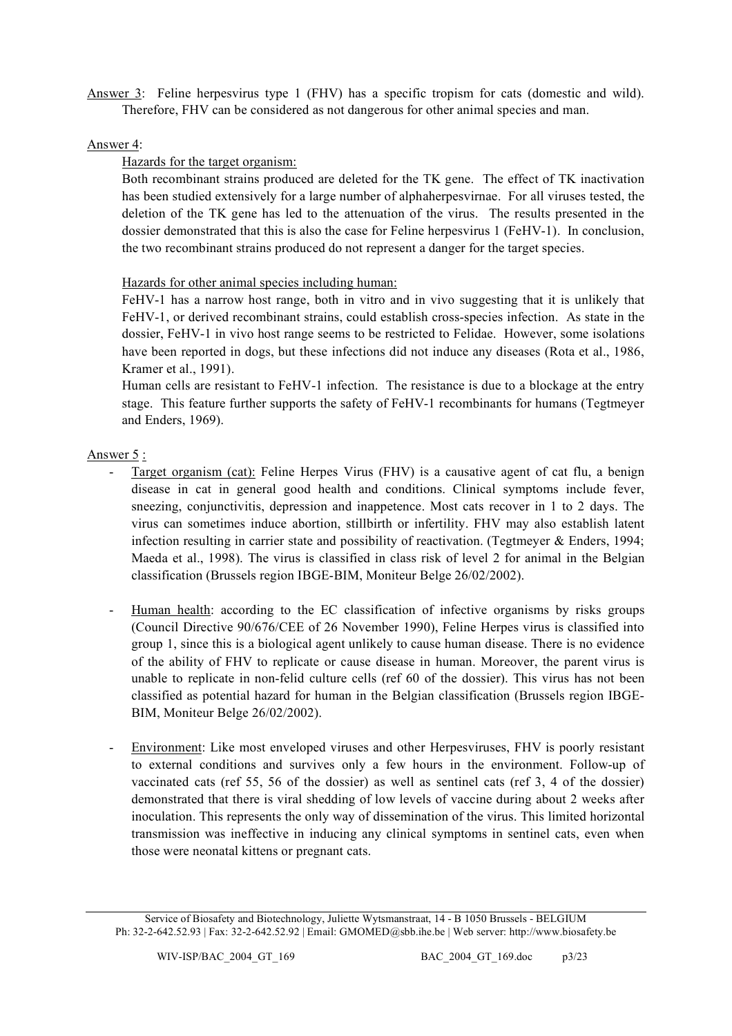<u>Answer 3</u>: Feline herpesvirus type 1 (FHV) has a specific tropism for cats (domestic and wild). Therefore, FHV can be considered as not dangerous for other animal species and man.

<u>Answer 4</u>:

<u>Hazards for the target organism:</u>

Both recombinant strains produced are deleted for the TK gene. The effect of TK inactivation has been studied extensively for a large number of alphaherpesvirnae. For all viruses tested, the deletion of the TK gene has led to the attenuation of the virus. The results presented in the dossier demonstrated that this is also the case for Feline herpesvirus 1 (FeHV-1). In conclusion, the two recombinant strains produced do not represent a danger for the target species.

<u>Hazards for other animal species including human:</u>

FeHV-1 has a narrow host range, both in vitro and in vivo suggesting that it is unlikely that FeHV-1, or derived recombinant strains, could establish cross-species infection. As state in the dossier, FeHV-1 in vivo host range seems to be restricted to Felidae. However, some isolations have been reported in dogs, but these infections did not induce any diseases (Rota et al., 1986, Kramer et al., 1991).

Human cells are resistant to FeHV-1 infection. The resistance is due to a blockage at the entry stage. This feature further supports the safety of FeHV-1 recombinants for humans (Tegtmeyer and Enders, 1969).

<u>Answer 5</u> :

- <u>Target organism (cat):</u> Feline Herpes Virus (FHV) is a causative agent of cat flu, a benign disease in cat in general good health and conditions. Clinical symptoms include fever, sneezing, conjunctivitis, depression and inappetence. Most cats recover in 1 to 2 days. The virus can sometimes induce abortion, stillbirth or infertility. FHV may also establish latent infection resulting in carrier state and possibility of reactivation. (Tegtmeyer & Enders, 1994; Maeda et al., 1998). The virus is classified in class risk of level 2 for animal in the Belgian classification (Brussels region IBGE-BIM, Moniteur Belge 26/02/2002).

- <u>Human health</u>: according to the EC classification of infective organisms by risks groups (Council Directive 90/676/CEE of 26 November 1990), Feline Herpes virus is classified into group 1, since this is a biological agent unlikely to cause human disease. There is no evidence of the ability of FHV to replicate or cause disease in human. Moreover, the parent virus is unable to replicate in non-felid culture cells (ref 60 of the dossier). This virus has not been classified as potential hazard for human in the Belgian classification (Brussels region IBGE-BIM, Moniteur Belge 26/02/2002).

- <u>Environment</u>: Like most enveloped viruses and other Herpesviruses, FHV is poorly resistant to external conditions and survives only a few hours in the environment. Follow-up of vaccinated cats (ref 55, 56 of the dossier) as well as sentinel cats (ref 3, 4 of the dossier) demonstrated that there is viral shedding of low levels of vaccine during about 2 weeks after inoculation. This represents the only way of dissemination of the virus. This limited horizontal transmission was ineffective in inducing any clinical symptoms in sentinel cats, even when those were neonatal kittens or pregnant cats.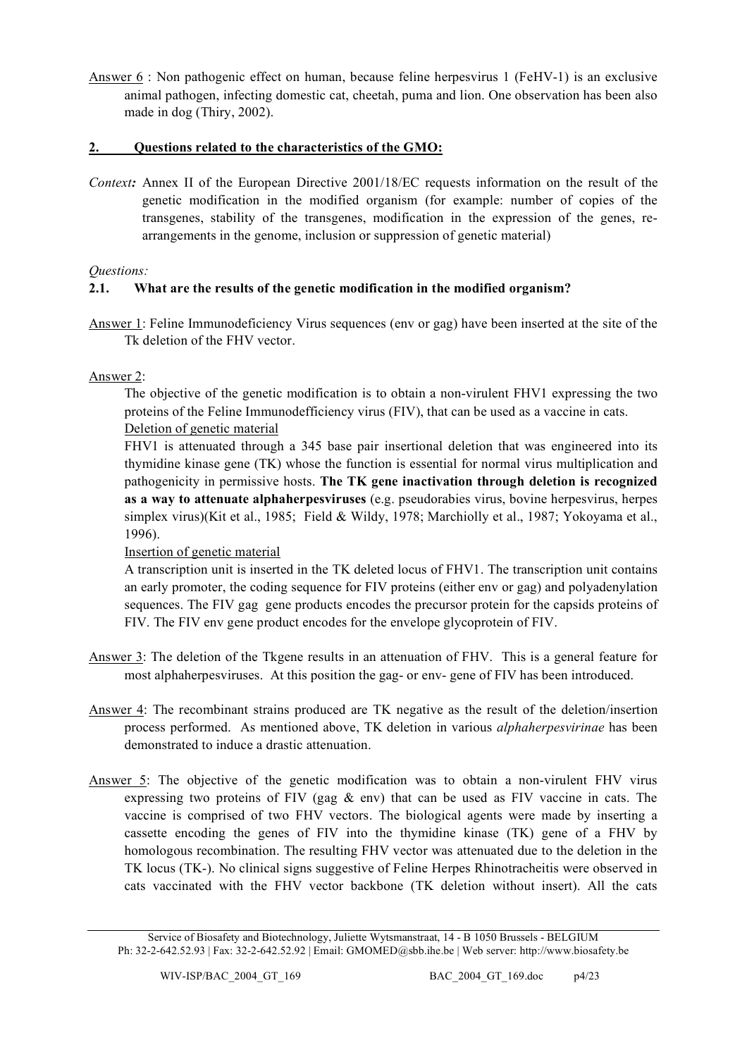Answer 6 : Non pathogenic effect on human, because feline herpesvirus 1 (FeHV-1) is an exclusive animal pathogen, infecting domestic cat, cheetah, puma and lion. One observation has been also made in dog (Thiry, 2002).

## 2. Questions related to the characteristics of the GMO:

*Context:* Annex II of the European Directive 2001/18/EC requests information on the result of the genetic modification in the modified organism (for example: number of copies of the transgenes, stability of the transgenes, modification in the expression of the genes, re-arrangements in the genome, inclusion or suppression of genetic material)

*Questions:*

### 2.1. What are the results of the genetic modification in the modified organism?

Answer 1: Feline Immunodeficiency Virus sequences (env or gag) have been inserted at the site of the Tk deletion of the FHV vector.

Answer 2:

The objective of the genetic modification is to obtain a non-virulent FHV1 expressing the two proteins of the Feline Immunodefficiency virus (FIV), that can be used as a vaccine in cats.

Deletion of genetic material

FHV1 is attenuated through a 345 base pair insertional deletion that was engineered into its thymidine kinase gene (TK) whose the function is essential for normal virus multiplication and pathogenicity in permissive hosts. **The TK gene inactivation through deletion is recognized as a way to attenuate alphaherpesviruses** (e.g. pseudorabies virus, bovine herpesvirus, herpes simplex virus)(Kit et al., 1985; Field & Wildy, 1978; Marchiolly et al., 1987; Yokoyama et al., 1996).

Insertion of genetic material

A transcription unit is inserted in the TK deleted locus of FHV1. The transcription unit contains an early promoter, the coding sequence for FIV proteins (either env or gag) and polyadenylation sequences. The FIV gag gene products encodes the precursor protein for the capsids proteins of FIV. The FIV env gene product encodes for the envelope glycoprotein of FIV.

Answer 3: The deletion of the Tkgene results in an attenuation of FHV. This is a general feature for most alphaherpesviruses. At this position the gag- or env- gene of FIV has been introduced.

Answer 4: The recombinant strains produced are TK negative as the result of the deletion/insertion process performed. As mentioned above, TK deletion in various *alphaherpesvirinae* has been demonstrated to induce a drastic attenuation.

Answer 5: The objective of the genetic modification was to obtain a non-virulent FHV virus expressing two proteins of FIV (gag & env) that can be used as FIV vaccine in cats. The vaccine is comprised of two FHV vectors. The biological agents were made by inserting a cassette encoding the genes of FIV into the thymidine kinase (TK) gene of a FHV by homologous recombination. The resulting FHV vector was attenuated due to the deletion in the TK locus (TK-). No clinical signs suggestive of Feline Herpes Rhinotracheitis were observed in cats vaccinated with the FHV vector backbone (TK deletion without insert). All the cats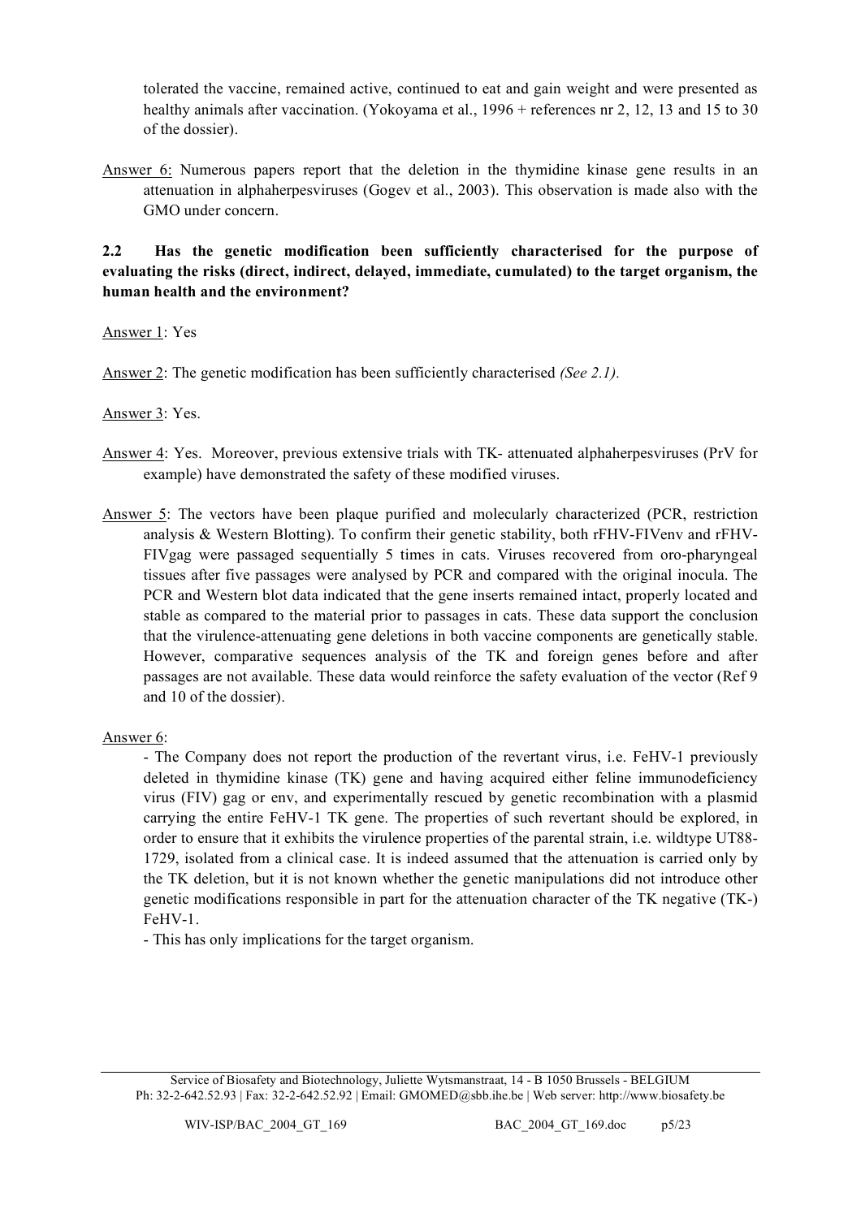tolerated the vaccine, remained active, continued to eat and gain weight and were presented as healthy animals after vaccination. (Yokoyama et al., 1996 + references nr 2, 12, 13 and 15 to 30 of the dossier).

Answer 6: Numerous papers report that the deletion in the thymidine kinase gene results in an attenuation in alphaherpesviruses (Gogev et al., 2003). This observation is made also with the GMO under concern.

### 2.2 Has the genetic modification been sufficiently characterised for the purpose of evaluating the risks (direct, indirect, delayed, immediate, cumulated) to the target organism, the human health and the environment?

Answer 1: Yes

Answer 2: The genetic modification has been sufficiently characterised *(See 2.1).*

Answer 3: Yes.

Answer 4: Yes. Moreover, previous extensive trials with TK- attenuated alphaherpesviruses (PrV for example) have demonstrated the safety of these modified viruses.

Answer 5: The vectors have been plaque purified and molecularly characterized (PCR, restriction analysis & Western Blotting). To confirm their genetic stability, both rFHV-FIVenv and rFHV-FIVgag were passaged sequentially 5 times in cats. Viruses recovered from oro-pharyngeal tissues after five passages were analysed by PCR and compared with the original inocula. The PCR and Western blot data indicated that the gene inserts remained intact, properly located and stable as compared to the material prior to passages in cats. These data support the conclusion that the virulence-attenuating gene deletions in both vaccine components are genetically stable. However, comparative sequences analysis of the TK and foreign genes before and after passages are not available. These data would reinforce the safety evaluation of the vector (Ref 9 and 10 of the dossier).

Answer 6:

- The Company does not report the production of the revertant virus, i.e. FeHV-1 previously deleted in thymidine kinase (TK) gene and having acquired either feline immunodeficiency virus (FIV) gag or env, and experimentally rescued by genetic recombination with a plasmid carrying the entire FeHV-1 TK gene. The properties of such revertant should be explored, in order to ensure that it exhibits the virulence properties of the parental strain, i.e. wildtype UT88-1729, isolated from a clinical case. It is indeed assumed that the attenuation is carried only by the TK deletion, but it is not known whether the genetic manipulations did not introduce other genetic modifications responsible in part for the attenuation character of the TK negative (TK-) FeHV-1.
- This has only implications for the target organism.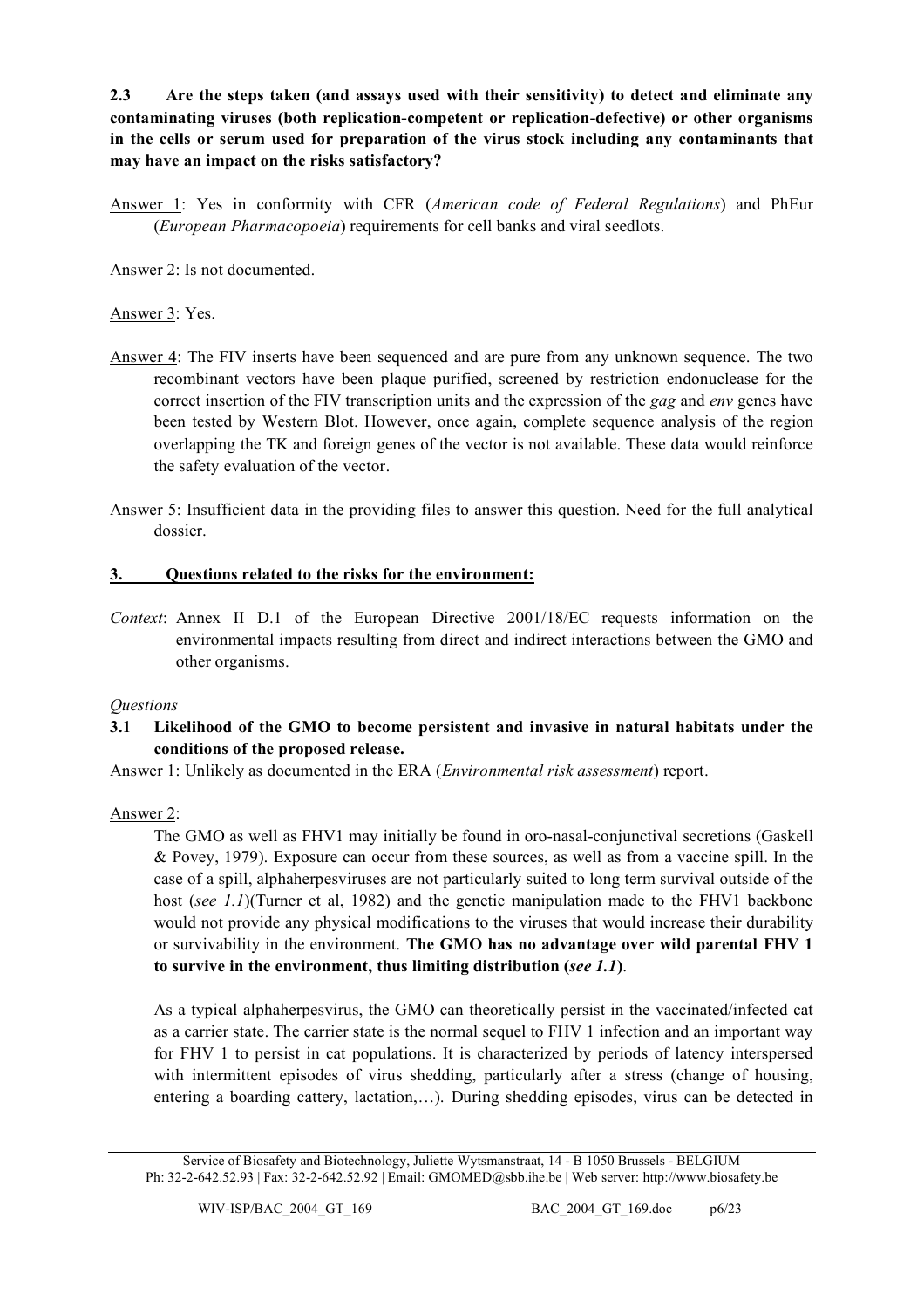**2.3 Are the steps taken (and assays used with their sensitivity) to detect and eliminate any contaminating viruses (both replication-competent or replication-defective) or other organisms in the cells or serum used for preparation of the virus stock including any contaminants that may have an impact on the risks satisfactory?**

Answer 1: Yes in conformity with CFR (*American code of Federal Regulations*) and PhEur (*European Pharmacopoeia*) requirements for cell banks and viral seedlots.

Answer 2: Is not documented.

Answer 3: Yes.

Answer 4: The FIV inserts have been sequenced and are pure from any unknown sequence. The two recombinant vectors have been plaque purified, screened by restriction endonuclease for the correct insertion of the FIV transcription units and the expression of the *gag* and *env* genes have been tested by Western Blot. However, once again, complete sequence analysis of the region overlapping the TK and foreign genes of the vector is not available. These data would reinforce the safety evaluation of the vector.

Answer 5: Insufficient data in the providing files to answer this question. Need for the full analytical dossier.

## 3. Questions related to the risks for the environment:

*Context*: Annex II D.1 of the European Directive 2001/18/EC requests information on the environmental impacts resulting from direct and indirect interactions between the GMO and other organisms.

*Questions*

**3.1 Likelihood of the GMO to become persistent and invasive in natural habitats under the conditions of the proposed release.**

Answer 1: Unlikely as documented in the ERA (*Environmental risk assessment*) report.

Answer 2:

The GMO as well as FHV1 may initially be found in oro-nasal-conjunctival secretions (Gaskell & Povey, 1979). Exposure can occur from these sources, as well as from a vaccine spill. In the case of a spill, alphaherpesviruses are not particularly suited to long term survival outside of the host (*see 1.1*)(Turner et al, 1982) and the genetic manipulation made to the FHV1 backbone would not provide any physical modifications to the viruses that would increase their durability or survivability in the environment. **The GMO has no advantage over wild parental FHV 1 to survive in the environment, thus limiting distribution (*see 1.1*)**.

As a typical alphaherpesvirus, the GMO can theoretically persist in the vaccinated/infected cat as a carrier state. The carrier state is the normal sequel to FHV 1 infection and an important way for FHV 1 to persist in cat populations. It is characterized by periods of latency interspersed with intermittent episodes of virus shedding, particularly after a stress (change of housing, entering a boarding cattery, lactation,…). During shedding episodes, virus can be detected in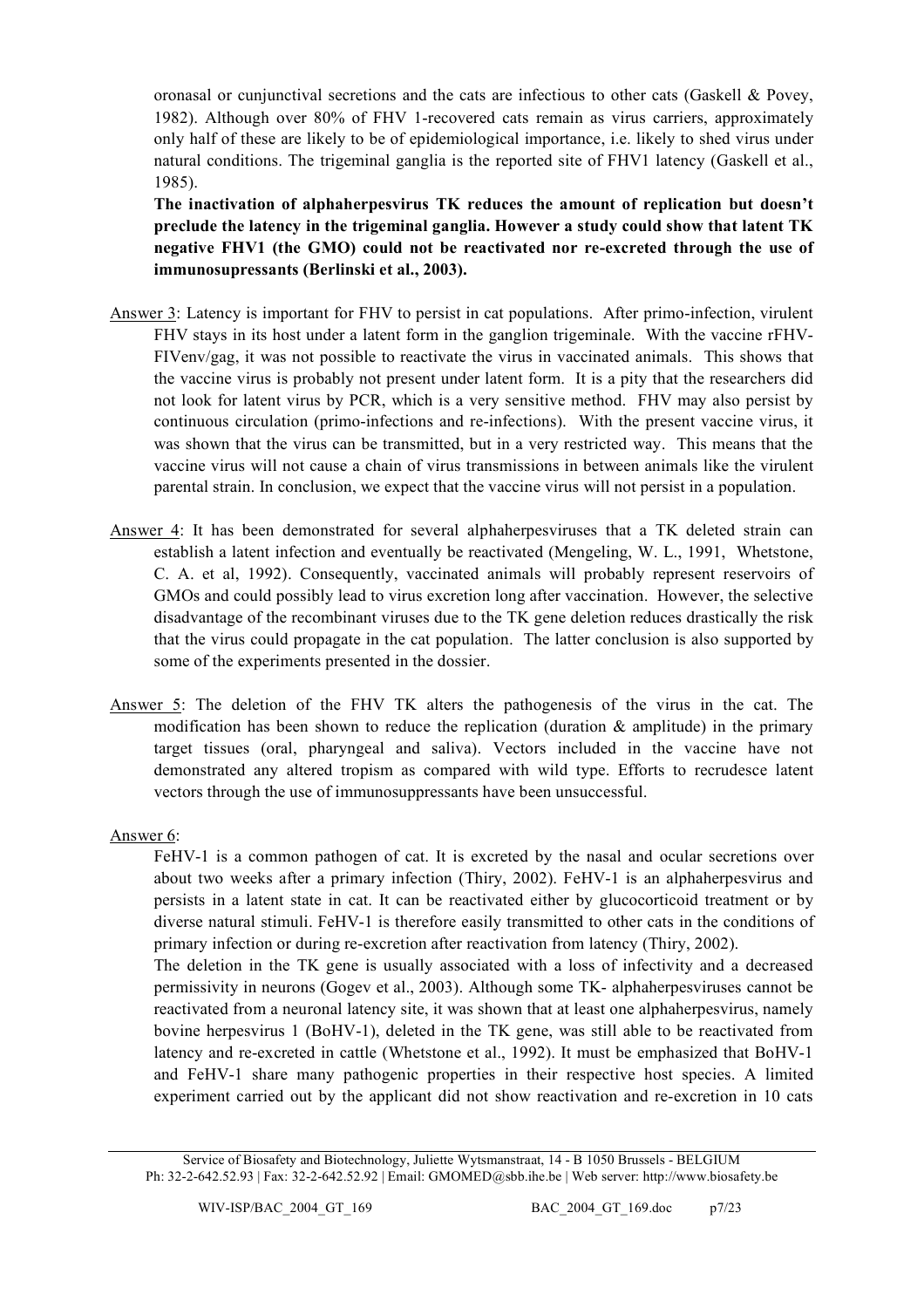oronasal or cunjunctival secretions and the cats are infectious to other cats (Gaskell & Povey, 1982). Although over 80% of FHV 1-recovered cats remain as virus carriers, approximately only half of these are likely to be of epidemiological importance, i.e. likely to shed virus under natural conditions. The trigeminal ganglia is the reported site of FHV1 latency (Gaskell et al., 1985).

**The inactivation of alphaherpesvirus TK reduces the amount of replication but doesn't preclude the latency in the trigeminal ganglia. However a study could show that latent TK negative FHV1 (the GMO) could not be reactivated nor re-excreted through the use of immunosupressants (Berlinski et al., 2003).**

Answer 3: Latency is important for FHV to persist in cat populations. After primo-infection, virulent FHV stays in its host under a latent form in the ganglion trigeminale. With the vaccine rFHV-FIVenv/gag, it was not possible to reactivate the virus in vaccinated animals. This shows that the vaccine virus is probably not present under latent form. It is a pity that the researchers did not look for latent virus by PCR, which is a very sensitive method. FHV may also persist by continuous circulation (primo-infections and re-infections). With the present vaccine virus, it was shown that the virus can be transmitted, but in a very restricted way. This means that the vaccine virus will not cause a chain of virus transmissions in between animals like the virulent parental strain. In conclusion, we expect that the vaccine virus will not persist in a population.

Answer 4: It has been demonstrated for several alphaherpesviruses that a TK deleted strain can establish a latent infection and eventually be reactivated (Mengeling, W. L., 1991, Whetstone, C. A. et al, 1992). Consequently, vaccinated animals will probably represent reservoirs of GMOs and could possibly lead to virus excretion long after vaccination. However, the selective disadvantage of the recombinant viruses due to the TK gene deletion reduces drastically the risk that the virus could propagate in the cat population. The latter conclusion is also supported by some of the experiments presented in the dossier.

Answer 5: The deletion of the FHV TK alters the pathogenesis of the virus in the cat. The modification has been shown to reduce the replication (duration & amplitude) in the primary target tissues (oral, pharyngeal and saliva). Vectors included in the vaccine have not demonstrated any altered tropism as compared with wild type. Efforts to recrudesce latent vectors through the use of immunosuppressants have been unsuccessful.

Answer 6:

FeHV-1 is a common pathogen of cat. It is excreted by the nasal and ocular secretions over about two weeks after a primary infection (Thiry, 2002). FeHV-1 is an alphaherpesvirus and persists in a latent state in cat. It can be reactivated either by glucocorticoid treatment or by diverse natural stimuli. FeHV-1 is therefore easily transmitted to other cats in the conditions of primary infection or during re-excretion after reactivation from latency (Thiry, 2002).

The deletion in the TK gene is usually associated with a loss of infectivity and a decreased permissivity in neurons (Gogev et al., 2003). Although some TK- alphaherpesviruses cannot be reactivated from a neuronal latency site, it was shown that at least one alphaherpesvirus, namely bovine herpesvirus 1 (BoHV-1), deleted in the TK gene, was still able to be reactivated from latency and re-excreted in cattle (Whetstone et al., 1992). It must be emphasized that BoHV-1 and FeHV-1 share many pathogenic properties in their respective host species. A limited experiment carried out by the applicant did not show reactivation and re-excretion in 10 cats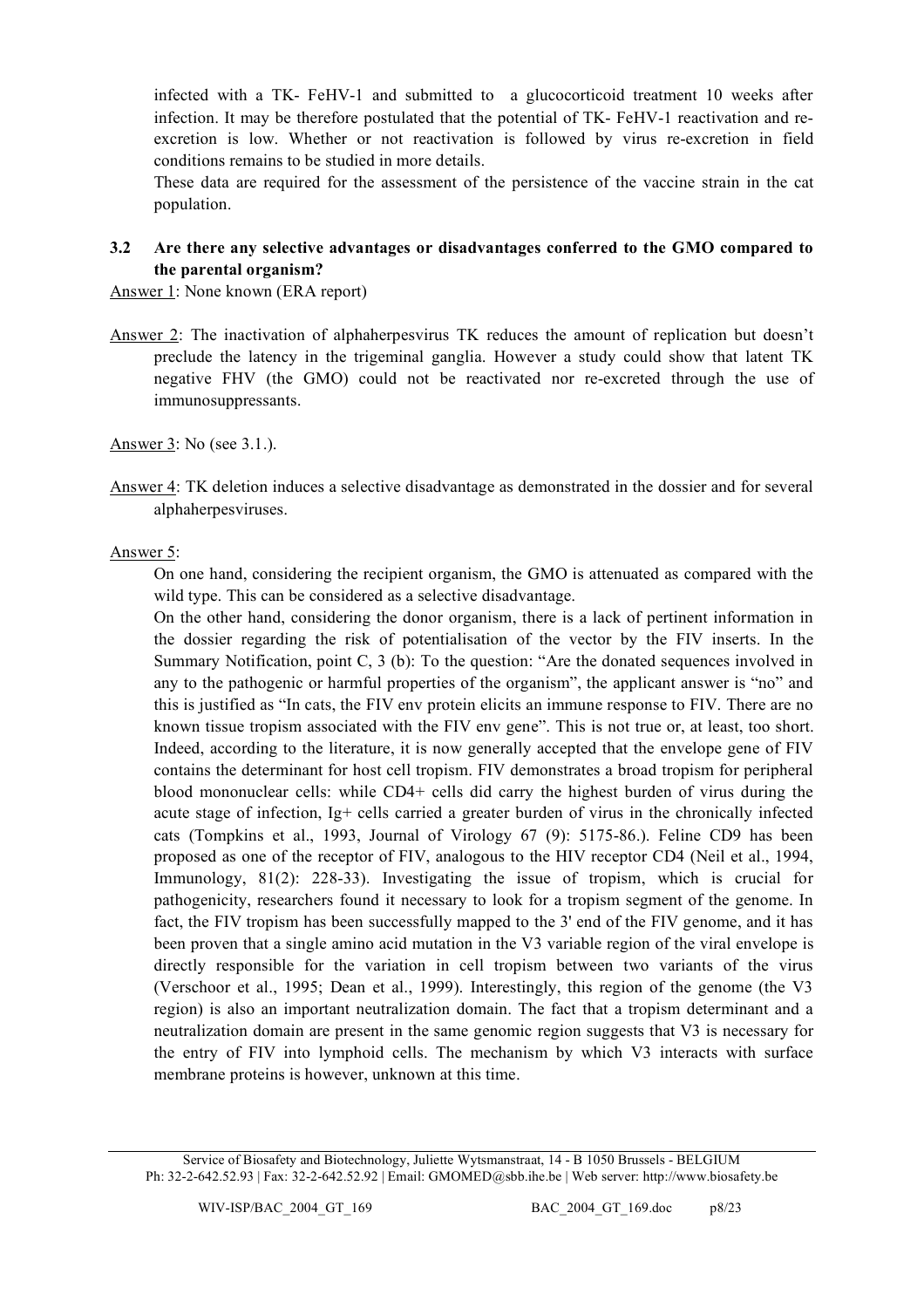infected with a TK- FeHV-1 and submitted to a glucocorticoid treatment 10 weeks after infection. It may be therefore postulated that the potential of TK- FeHV-1 reactivation and re-excretion is low. Whether or not reactivation is followed by virus re-excretion in field conditions remains to be studied in more details.

These data are required for the assessment of the persistence of the vaccine strain in the cat population.

### 3.2 Are there any selective advantages or disadvantages conferred to the GMO compared to the parental organism?

Answer 1: None known (ERA report)

Answer 2: The inactivation of alphaherpesvirus TK reduces the amount of replication but doesn't preclude the latency in the trigeminal ganglia. However a study could show that latent TK negative FHV (the GMO) could not be reactivated nor re-excreted through the use of immunosuppressants.

Answer 3: No (see 3.1.).

Answer 4: TK deletion induces a selective disadvantage as demonstrated in the dossier and for several alphaherpesviruses.

Answer 5:

On one hand, considering the recipient organism, the GMO is attenuated as compared with the wild type. This can be considered as a selective disadvantage.

On the other hand, considering the donor organism, there is a lack of pertinent information in the dossier regarding the risk of potentialisation of the vector by the FIV inserts. In the Summary Notification, point C, 3 (b): To the question: "Are the donated sequences involved in any to the pathogenic or harmful properties of the organism", the applicant answer is "no" and this is justified as "In cats, the FIV env protein elicits an immune response to FIV. There are no known tissue tropism associated with the FIV env gene". This is not true or, at least, too short. Indeed, according to the literature, it is now generally accepted that the envelope gene of FIV contains the determinant for host cell tropism. FIV demonstrates a broad tropism for peripheral blood mononuclear cells: while CD4+ cells did carry the highest burden of virus during the acute stage of infection, Ig+ cells carried a greater burden of virus in the chronically infected cats (Tompkins et al., 1993, Journal of Virology 67 (9): 5175-86.). Feline CD9 has been proposed as one of the receptor of FIV, analogous to the HIV receptor CD4 (Neil et al., 1994, Immunology, 81(2): 228-33). Investigating the issue of tropism, which is crucial for pathogenicity, researchers found it necessary to look for a tropism segment of the genome. In fact, the FIV tropism has been successfully mapped to the 3' end of the FIV genome, and it has been proven that a single amino acid mutation in the V3 variable region of the viral envelope is directly responsible for the variation in cell tropism between two variants of the virus (Verschoor et al., 1995; Dean et al., 1999). Interestingly, this region of the genome (the V3 region) is also an important neutralization domain. The fact that a tropism determinant and a neutralization domain are present in the same genomic region suggests that V3 is necessary for the entry of FIV into lymphoid cells. The mechanism by which V3 interacts with surface membrane proteins is however, unknown at this time.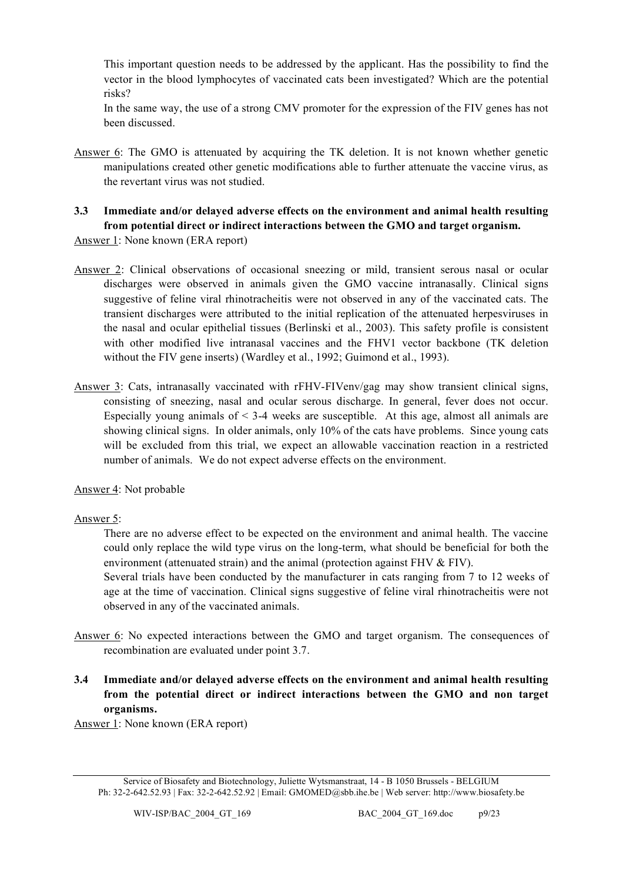This important question needs to be addressed by the applicant. Has the possibility to find the vector in the blood lymphocytes of vaccinated cats been investigated? Which are the potential risks?

In the same way, the use of a strong CMV promoter for the expression of the FIV genes has not been discussed.

Answer 6: The GMO is attenuated by acquiring the TK deletion. It is not known whether genetic manipulations created other genetic modifications able to further attenuate the vaccine virus, as the revertant virus was not studied.

### 3.3 Immediate and/or delayed adverse effects on the environment and animal health resulting from potential direct or indirect interactions between the GMO and target organism.

Answer 1: None known (ERA report)

Answer 2: Clinical observations of occasional sneezing or mild, transient serous nasal or ocular discharges were observed in animals given the GMO vaccine intranasally. Clinical signs suggestive of feline viral rhinotracheitis were not observed in any of the vaccinated cats. The transient discharges were attributed to the initial replication of the attenuated herpesviruses in the nasal and ocular epithelial tissues (Berlinski et al., 2003). This safety profile is consistent with other modified live intranasal vaccines and the FHV1 vector backbone (TK deletion without the FIV gene inserts) (Wardley et al., 1992; Guimond et al., 1993).

Answer 3: Cats, intranasally vaccinated with rFHV-FIVenv/gag may show transient clinical signs, consisting of sneezing, nasal and ocular serous discharge. In general, fever does not occur. Especially young animals of < 3-4 weeks are susceptible. At this age, almost all animals are showing clinical signs. In older animals, only 10% of the cats have problems. Since young cats will be excluded from this trial, we expect an allowable vaccination reaction in a restricted number of animals. We do not expect adverse effects on the environment.

Answer 4: Not probable

Answer 5:

There are no adverse effect to be expected on the environment and animal health. The vaccine could only replace the wild type virus on the long-term, what should be beneficial for both the environment (attenuated strain) and the animal (protection against FHV & FIV).

Several trials have been conducted by the manufacturer in cats ranging from 7 to 12 weeks of age at the time of vaccination. Clinical signs suggestive of feline viral rhinotracheitis were not observed in any of the vaccinated animals.

Answer 6: No expected interactions between the GMO and target organism. The consequences of recombination are evaluated under point 3.7.

### 3.4 Immediate and/or delayed adverse effects on the environment and animal health resulting from the potential direct or indirect interactions between the GMO and non target organisms.

Answer 1: None known (ERA report)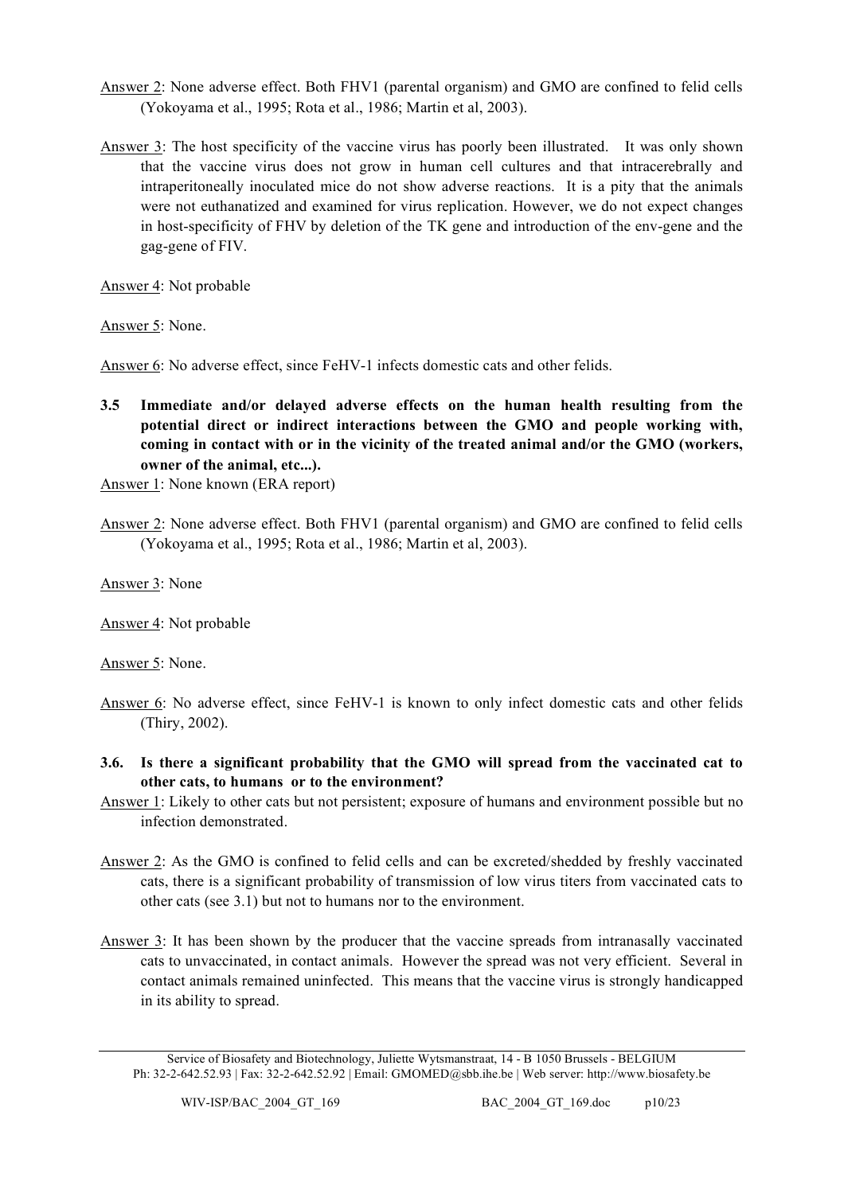Answer 2: None adverse effect. Both FHV1 (parental organism) and GMO are confined to felid cells (Yokoyama et al., 1995; Rota et al., 1986; Martin et al, 2003).

Answer 3: The host specificity of the vaccine virus has poorly been illustrated. It was only shown that the vaccine virus does not grow in human cell cultures and that intracerebrally and intraperitoneally inoculated mice do not show adverse reactions. It is a pity that the animals were not euthanatized and examined for virus replication. However, we do not expect changes in host-specificity of FHV by deletion of the TK gene and introduction of the env-gene and the gag-gene of FIV.

Answer 4: Not probable

Answer 5: None.

Answer 6: No adverse effect, since FeHV-1 infects domestic cats and other felids.

### 3.5 Immediate and/or delayed adverse effects on the human health resulting from the potential direct or indirect interactions between the GMO and people working with, coming in contact with or in the vicinity of the treated animal and/or the GMO (workers, owner of the animal, etc...).

Answer 1: None known (ERA report)

Answer 2: None adverse effect. Both FHV1 (parental organism) and GMO are confined to felid cells (Yokoyama et al., 1995; Rota et al., 1986; Martin et al, 2003).

Answer 3: None

Answer 4: Not probable

Answer 5: None.

Answer 6: No adverse effect, since FeHV-1 is known to only infect domestic cats and other felids (Thiry, 2002).

### 3.6. Is there a significant probability that the GMO will spread from the vaccinated cat to other cats, to humans or to the environment?

Answer 1: Likely to other cats but not persistent; exposure of humans and environment possible but no infection demonstrated.

Answer 2: As the GMO is confined to felid cells and can be excreted/shedded by freshly vaccinated cats, there is a significant probability of transmission of low virus titers from vaccinated cats to other cats (see 3.1) but not to humans nor to the environment.

Answer 3: It has been shown by the producer that the vaccine spreads from intranasally vaccinated cats to unvaccinated, in contact animals. However the spread was not very efficient. Several in contact animals remained uninfected. This means that the vaccine virus is strongly handicapped in its ability to spread.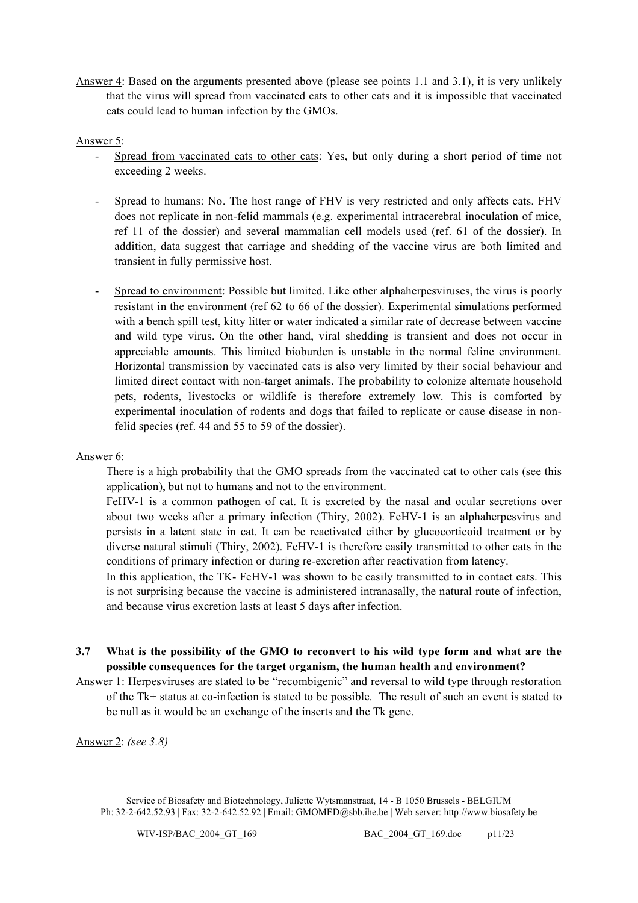Answer 4: Based on the arguments presented above (please see points 1.1 and 3.1), it is very unlikely that the virus will spread from vaccinated cats to other cats and it is impossible that vaccinated cats could lead to human infection by the GMOs.

Answer 5:

- Spread from vaccinated cats to other cats: Yes, but only during a short period of time not exceeding 2 weeks.

- Spread to humans: No. The host range of FHV is very restricted and only affects cats. FHV does not replicate in non-felid mammals (e.g. experimental intracerebral inoculation of mice, ref 11 of the dossier) and several mammalian cell models used (ref. 61 of the dossier). In addition, data suggest that carriage and shedding of the vaccine virus are both limited and transient in fully permissive host.

- Spread to environment: Possible but limited. Like other alphaherpesviruses, the virus is poorly resistant in the environment (ref 62 to 66 of the dossier). Experimental simulations performed with a bench spill test, kitty litter or water indicated a similar rate of decrease between vaccine and wild type virus. On the other hand, viral shedding is transient and does not occur in appreciable amounts. This limited bioburden is unstable in the normal feline environment. Horizontal transmission by vaccinated cats is also very limited by their social behaviour and limited direct contact with non-target animals. The probability to colonize alternate household pets, rodents, livestocks or wildlife is therefore extremely low. This is comforted by experimental inoculation of rodents and dogs that failed to replicate or cause disease in non-felid species (ref. 44 and 55 to 59 of the dossier).

Answer 6:

There is a high probability that the GMO spreads from the vaccinated cat to other cats (see this application), but not to humans and not to the environment.

FeHV-1 is a common pathogen of cat. It is excreted by the nasal and ocular secretions over about two weeks after a primary infection (Thiry, 2002). FeHV-1 is an alphaherpesvirus and persists in a latent state in cat. It can be reactivated either by glucocorticoid treatment or by diverse natural stimuli (Thiry, 2002). FeHV-1 is therefore easily transmitted to other cats in the conditions of primary infection or during re-excretion after reactivation from latency.

In this application, the TK- FeHV-1 was shown to be easily transmitted to in contact cats. This is not surprising because the vaccine is administered intranasally, the natural route of infection, and because virus excretion lasts at least 5 days after infection.

### 3.7 What is the possibility of the GMO to reconvert to his wild type form and what are the possible consequences for the target organism, the human health and environment?

Answer 1: Herpesviruses are stated to be "recombigenic" and reversal to wild type through restoration of the Tk+ status at co-infection is stated to be possible. The result of such an event is stated to be null as it would be an exchange of the inserts and the Tk gene.

Answer 2: *(see 3.8)*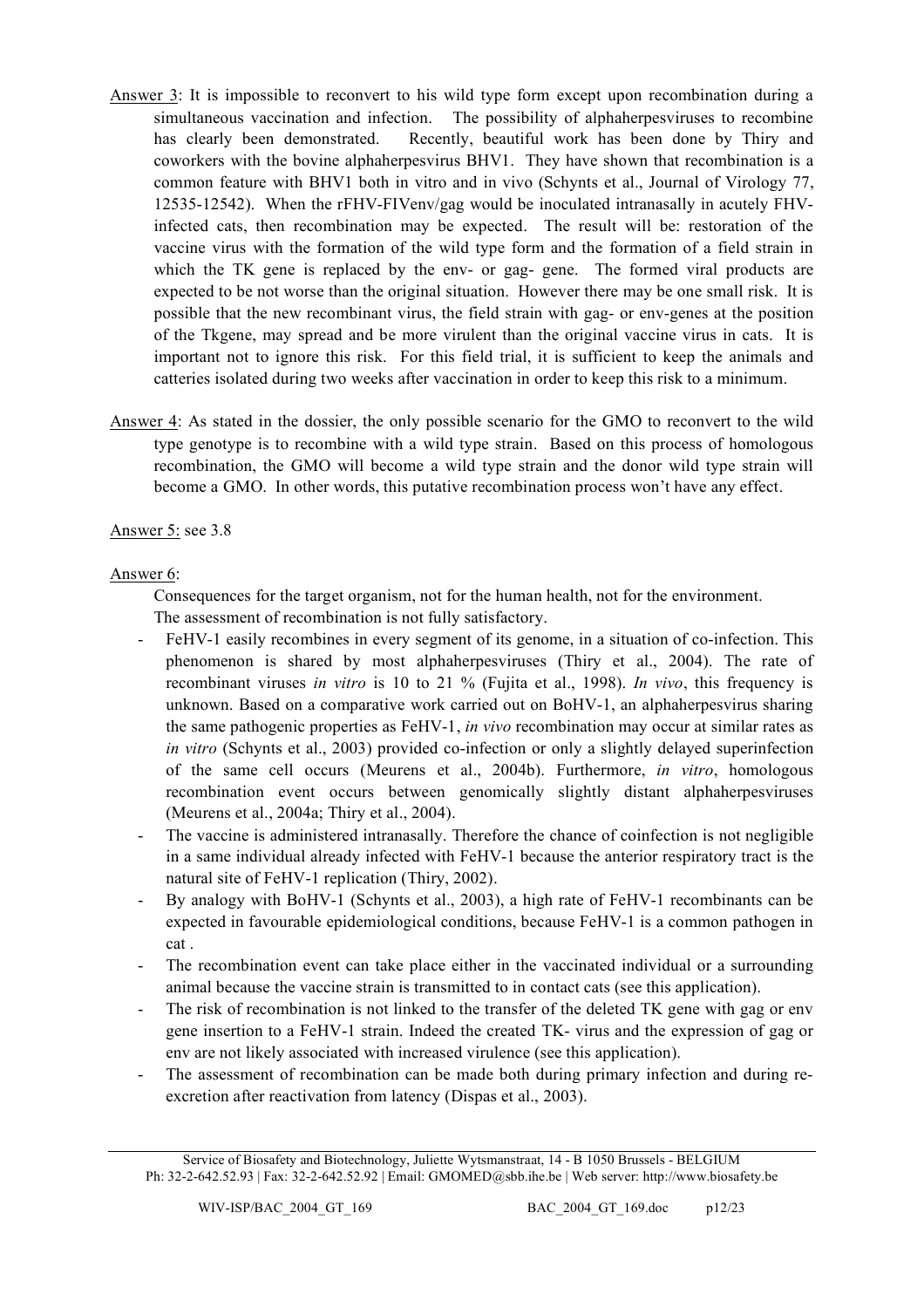Answer 3: It is impossible to reconvert to his wild type form except upon recombination during a simultaneous vaccination and infection. The possibility of alphaherpesviruses to recombine has clearly been demonstrated. Recently, beautiful work has been done by Thiry and coworkers with the bovine alphaherpesvirus BHV1. They have shown that recombination is a common feature with BHV1 both in vitro and in vivo (Schynts et al., Journal of Virology 77, 12535-12542). When the rFHV-FIVenv/gag would be inoculated intranasally in acutely FHV-infected cats, then recombination may be expected. The result will be: restoration of the vaccine virus with the formation of the wild type form and the formation of a field strain in which the TK gene is replaced by the env- or gag- gene. The formed viral products are expected to be not worse than the original situation. However there may be one small risk. It is possible that the new recombinant virus, the field strain with gag- or env-genes at the position of the Tkgene, may spread and be more virulent than the original vaccine virus in cats. It is important not to ignore this risk. For this field trial, it is sufficient to keep the animals and catteries isolated during two weeks after vaccination in order to keep this risk to a minimum.

Answer 4: As stated in the dossier, the only possible scenario for the GMO to reconvert to the wild type genotype is to recombine with a wild type strain. Based on this process of homologous recombination, the GMO will become a wild type strain and the donor wild type strain will become a GMO. In other words, this putative recombination process won't have any effect.

Answer 5: see 3.8

Answer 6:

Consequences for the target organism, not for the human health, not for the environment.
The assessment of recombination is not fully satisfactory.

- FeHV-1 easily recombines in every segment of its genome, in a situation of co-infection. This phenomenon is shared by most alphaherpesviruses (Thiry et al., 2004). The rate of recombinant viruses *in vitro* is 10 to 21 % (Fujita et al., 1998). *In vivo*, this frequency is unknown. Based on a comparative work carried out on BoHV-1, an alphaherpesvirus sharing the same pathogenic properties as FeHV-1, *in vivo* recombination may occur at similar rates as *in vitro* (Schynts et al., 2003) provided co-infection or only a slightly delayed superinfection of the same cell occurs (Meurens et al., 2004b). Furthermore, *in vitro*, homologous recombination event occurs between genomically slightly distant alphaherpesviruses (Meurens et al., 2004a; Thiry et al., 2004).
- The vaccine is administered intranasally. Therefore the chance of coinfection is not negligible in a same individual already infected with FeHV-1 because the anterior respiratory tract is the natural site of FeHV-1 replication (Thiry, 2002).
- By analogy with BoHV-1 (Schynts et al., 2003), a high rate of FeHV-1 recombinants can be expected in favourable epidemiological conditions, because FeHV-1 is a common pathogen in cat .
- The recombination event can take place either in the vaccinated individual or a surrounding animal because the vaccine strain is transmitted to in contact cats (see this application).
- The risk of recombination is not linked to the transfer of the deleted TK gene with gag or env gene insertion to a FeHV-1 strain. Indeed the created TK- virus and the expression of gag or env are not likely associated with increased virulence (see this application).
- The assessment of recombination can be made both during primary infection and during re-excretion after reactivation from latency (Dispas et al., 2003).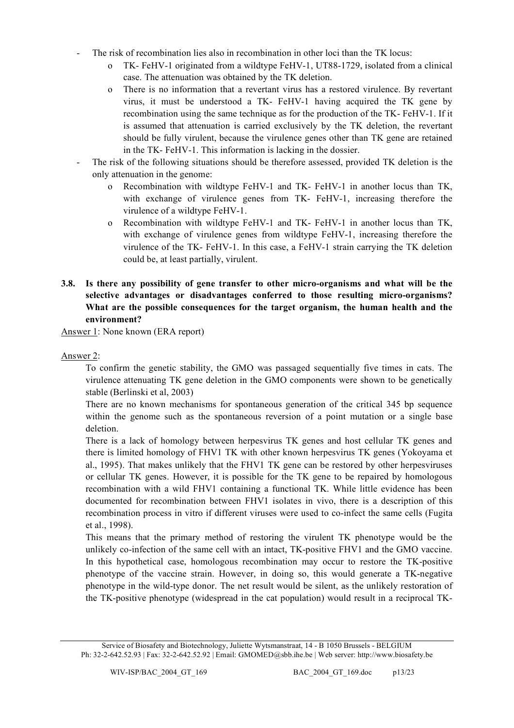- The risk of recombination lies also in recombination in other loci than the TK locus:
  - TK- FeHV-1 originated from a wildtype FeHV-1, UT88-1729, isolated from a clinical case. The attenuation was obtained by the TK deletion.
  - There is no information that a revertant virus has a restored virulence. By revertant virus, it must be understood a TK- FeHV-1 having acquired the TK gene by recombination using the same technique as for the production of the TK- FeHV-1. If it is assumed that attenuation is carried exclusively by the TK deletion, the revertant should be fully virulent, because the virulence genes other than TK gene are retained in the TK- FeHV-1. This information is lacking in the dossier.
- The risk of the following situations should be therefore assessed, provided TK deletion is the only attenuation in the genome:
  - Recombination with wildtype FeHV-1 and TK- FeHV-1 in another locus than TK, with exchange of virulence genes from TK- FeHV-1, increasing therefore the virulence of a wildtype FeHV-1.
  - Recombination with wildtype FeHV-1 and TK- FeHV-1 in another locus than TK, with exchange of virulence genes from wildtype FeHV-1, increasing therefore the virulence of the TK- FeHV-1. In this case, a FeHV-1 strain carrying the TK deletion could be, at least partially, virulent.

**3.8. Is there any possibility of gene transfer to other micro-organisms and what will be the selective advantages or disadvantages conferred to those resulting micro-organisms? What are the possible consequences for the target organism, the human health and the environment?**

Answer 1: None known (ERA report)

Answer 2:

To confirm the genetic stability, the GMO was passaged sequentially five times in cats. The virulence attenuating TK gene deletion in the GMO components were shown to be genetically stable (Berlinski et al, 2003)

There are no known mechanisms for spontaneous generation of the critical 345 bp sequence within the genome such as the spontaneous reversion of a point mutation or a single base deletion.

There is a lack of homology between herpesvirus TK genes and host cellular TK genes and there is limited homology of FHV1 TK with other known herpesvirus TK genes (Yokoyama et al., 1995). That makes unlikely that the FHV1 TK gene can be restored by other herpesviruses or cellular TK genes. However, it is possible for the TK gene to be repaired by homologous recombination with a wild FHV1 containing a functional TK. While little evidence has been documented for recombination between FHV1 isolates in vivo, there is a description of this recombination process in vitro if different viruses were used to co-infect the same cells (Fugita et al., 1998).

This means that the primary method of restoring the virulent TK phenotype would be the unlikely co-infection of the same cell with an intact, TK-positive FHV1 and the GMO vaccine. In this hypothetical case, homologous recombination may occur to restore the TK-positive phenotype of the vaccine strain. However, in doing so, this would generate a TK-negative phenotype in the wild-type donor. The net result would be silent, as the unlikely restoration of the TK-positive phenotype (widespread in the cat population) would result in a reciprocal TK-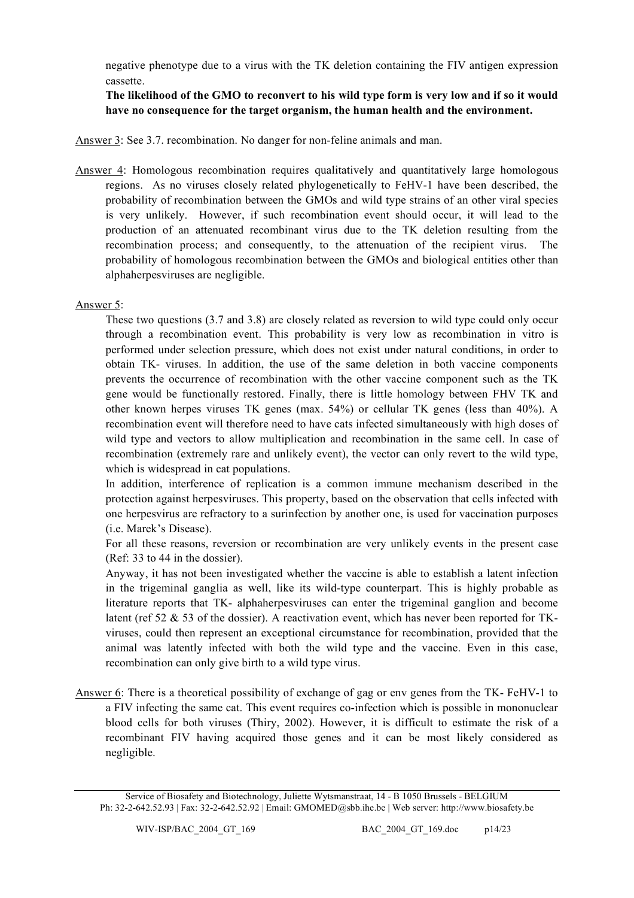negative phenotype due to a virus with the TK deletion containing the FIV antigen expression cassette.

**The likelihood of the GMO to reconvert to his wild type form is very low and if so it would have no consequence for the target organism, the human health and the environment.**

Answer 3: See 3.7. recombination. No danger for non-feline animals and man.

Answer 4: Homologous recombination requires qualitatively and quantitatively large homologous regions. As no viruses closely related phylogenetically to FeHV-1 have been described, the probability of recombination between the GMOs and wild type strains of an other viral species is very unlikely. However, if such recombination event should occur, it will lead to the production of an attenuated recombinant virus due to the TK deletion resulting from the recombination process; and consequently, to the attenuation of the recipient virus. The probability of homologous recombination between the GMOs and biological entities other than alphaherpesviruses are negligible.

Answer 5:

These two questions (3.7 and 3.8) are closely related as reversion to wild type could only occur through a recombination event. This probability is very low as recombination in vitro is performed under selection pressure, which does not exist under natural conditions, in order to obtain TK- viruses. In addition, the use of the same deletion in both vaccine components prevents the occurrence of recombination with the other vaccine component such as the TK gene would be functionally restored. Finally, there is little homology between FHV TK and other known herpes viruses TK genes (max. 54%) or cellular TK genes (less than 40%). A recombination event will therefore need to have cats infected simultaneously with high doses of wild type and vectors to allow multiplication and recombination in the same cell. In case of recombination (extremely rare and unlikely event), the vector can only revert to the wild type, which is widespread in cat populations.

In addition, interference of replication is a common immune mechanism described in the protection against herpesviruses. This property, based on the observation that cells infected with one herpesvirus are refractory to a surinfection by another one, is used for vaccination purposes (i.e. Marek's Disease).

For all these reasons, reversion or recombination are very unlikely events in the present case (Ref: 33 to 44 in the dossier).

Anyway, it has not been investigated whether the vaccine is able to establish a latent infection in the trigeminal ganglia as well, like its wild-type counterpart. This is highly probable as literature reports that TK- alphaherpesviruses can enter the trigeminal ganglion and become latent (ref 52 & 53 of the dossier). A reactivation event, which has never been reported for TK- viruses, could then represent an exceptional circumstance for recombination, provided that the animal was latently infected with both the wild type and the vaccine. Even in this case, recombination can only give birth to a wild type virus.

Answer 6: There is a theoretical possibility of exchange of gag or env genes from the TK- FeHV-1 to a FIV infecting the same cat. This event requires co-infection which is possible in mononuclear blood cells for both viruses (Thiry, 2002). However, it is difficult to estimate the risk of a recombinant FIV having acquired those genes and it can be most likely considered as negligible.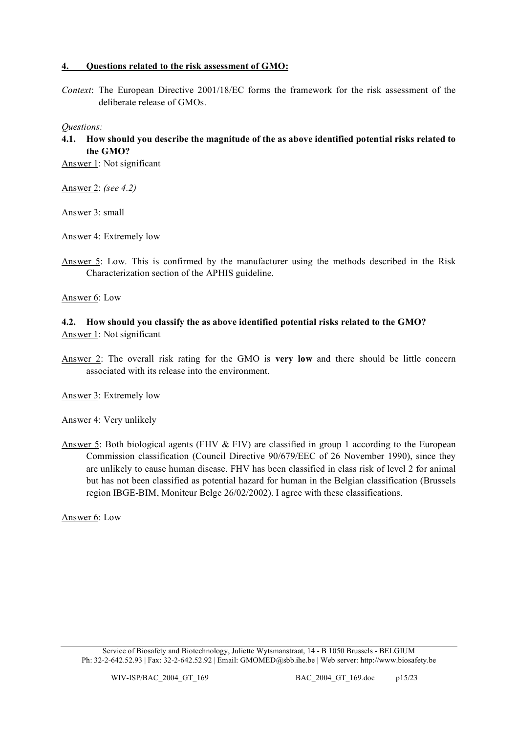## 4. Questions related to the risk assessment of GMO:

*Context*: The European Directive 2001/18/EC forms the framework for the risk assessment of the deliberate release of GMOs.

*Questions:*

### 4.1. How should you describe the magnitude of the as above identified potential risks related to the GMO?

Answer 1: Not significant

Answer 2: *(see 4.2)*

Answer 3: small

Answer 4: Extremely low

Answer 5: Low. This is confirmed by the manufacturer using the methods described in the Risk Characterization section of the APHIS guideline.

Answer 6: Low

### 4.2. How should you classify the as above identified potential risks related to the GMO?

Answer 1: Not significant

Answer 2: The overall risk rating for the GMO is **very low** and there should be little concern associated with its release into the environment.

Answer 3: Extremely low

Answer 4: Very unlikely

Answer 5: Both biological agents (FHV & FIV) are classified in group 1 according to the European Commission classification (Council Directive 90/679/EEC of 26 November 1990), since they are unlikely to cause human disease. FHV has been classified in class risk of level 2 for animal but has not been classified as potential hazard for human in the Belgian classification (Brussels region IBGE-BIM, Moniteur Belge 26/02/2002). I agree with these classifications.

Answer 6: Low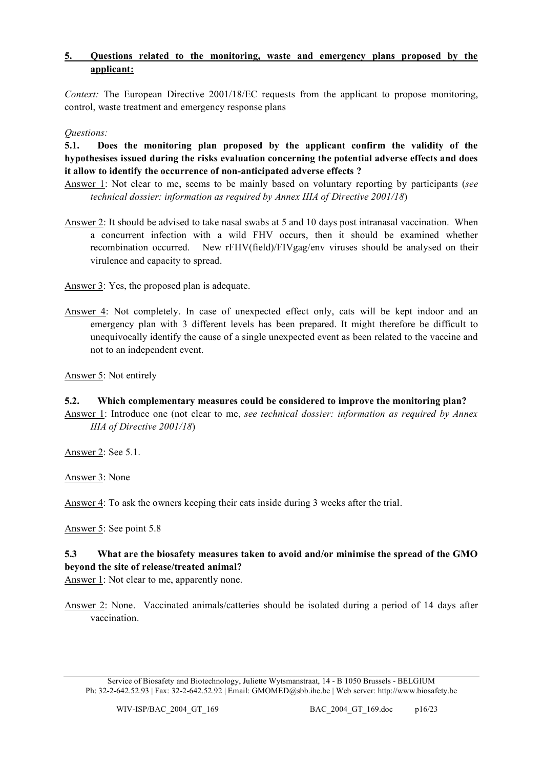## 5. Questions related to the monitoring, waste and emergency plans proposed by the applicant:

*Context:* The European Directive 2001/18/EC requests from the applicant to propose monitoring, control, waste treatment and emergency response plans

*Questions:*

**5.1. Does the monitoring plan proposed by the applicant confirm the validity of the hypothesises issued during the risks evaluation concerning the potential adverse effects and does it allow to identify the occurrence of non-anticipated adverse effects ?**

Answer 1: Not clear to me, seems to be mainly based on voluntary reporting by participants (*see technical dossier: information as required by Annex IIIA of Directive 2001/18*)

Answer 2: It should be advised to take nasal swabs at 5 and 10 days post intranasal vaccination. When a concurrent infection with a wild FHV occurs, then it should be examined whether recombination occurred. New rFHV(field)/FIVgag/env viruses should be analysed on their virulence and capacity to spread.

Answer 3: Yes, the proposed plan is adequate.

Answer 4: Not completely. In case of unexpected effect only, cats will be kept indoor and an emergency plan with 3 different levels has been prepared. It might therefore be difficult to unequivocally identify the cause of a single unexpected event as been related to the vaccine and not to an independent event.

Answer 5: Not entirely

**5.2. Which complementary measures could be considered to improve the monitoring plan?**

Answer 1: Introduce one (not clear to me, *see technical dossier: information as required by Annex IIIA of Directive 2001/18*)

Answer 2: See 5.1.

Answer 3: None

Answer 4: To ask the owners keeping their cats inside during 3 weeks after the trial.

Answer 5: See point 5.8

**5.3 What are the biosafety measures taken to avoid and/or minimise the spread of the GMO beyond the site of release/treated animal?**

Answer 1: Not clear to me, apparently none.

Answer 2: None. Vaccinated animals/catteries should be isolated during a period of 14 days after vaccination.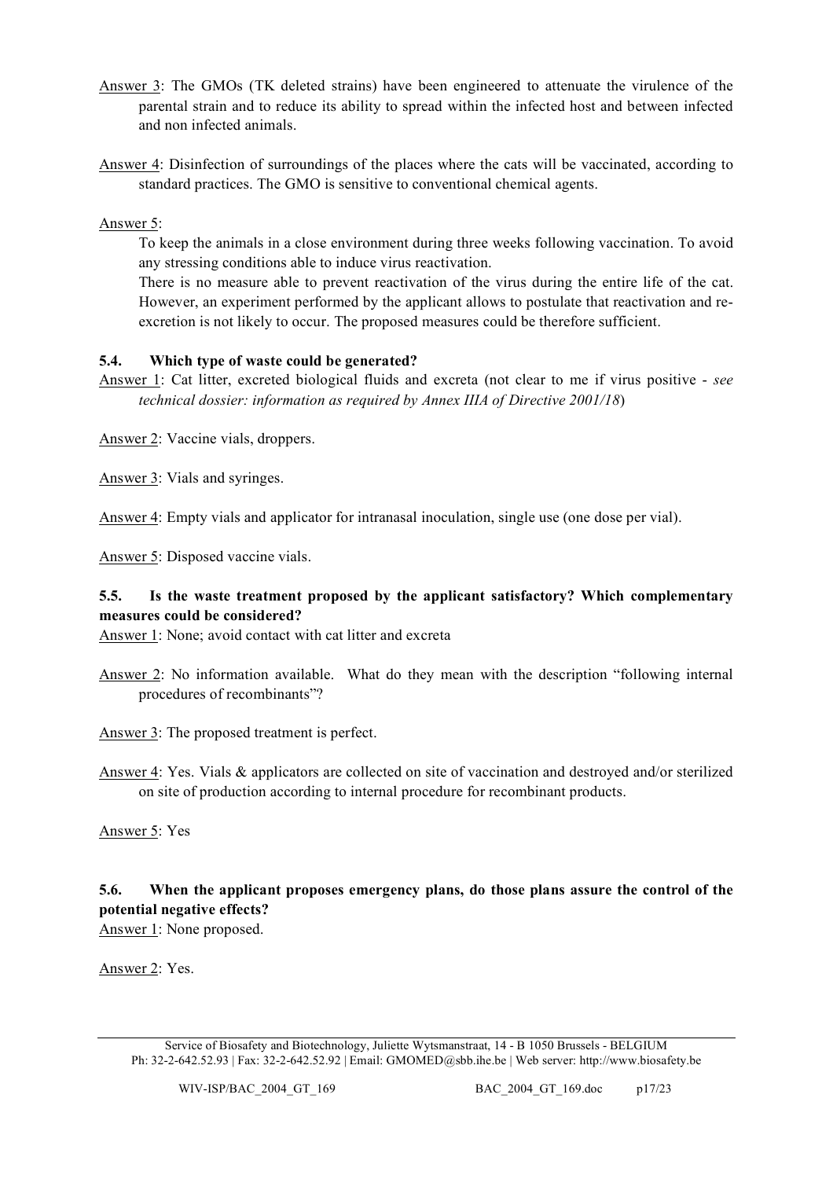Answer 3: The GMOs (TK deleted strains) have been engineered to attenuate the virulence of the parental strain and to reduce its ability to spread within the infected host and between infected and non infected animals.

Answer 4: Disinfection of surroundings of the places where the cats will be vaccinated, according to standard practices. The GMO is sensitive to conventional chemical agents.

Answer 5:

To keep the animals in a close environment during three weeks following vaccination. To avoid any stressing conditions able to induce virus reactivation.

There is no measure able to prevent reactivation of the virus during the entire life of the cat. However, an experiment performed by the applicant allows to postulate that reactivation and re-excretion is not likely to occur. The proposed measures could be therefore sufficient.

### 5.4. Which type of waste could be generated?

Answer 1: Cat litter, excreted biological fluids and excreta (not clear to me if virus positive - *see technical dossier: information as required by Annex IIIA of Directive 2001/18*)

Answer 2: Vaccine vials, droppers.

Answer 3: Vials and syringes.

Answer 4: Empty vials and applicator for intranasal inoculation, single use (one dose per vial).

Answer 5: Disposed vaccine vials.

### 5.5. Is the waste treatment proposed by the applicant satisfactory? Which complementary measures could be considered?

Answer 1: None; avoid contact with cat litter and excreta

Answer 2: No information available. What do they mean with the description "following internal procedures of recombinants"?

Answer 3: The proposed treatment is perfect.

Answer 4: Yes. Vials & applicators are collected on site of vaccination and destroyed and/or sterilized on site of production according to internal procedure for recombinant products.

Answer 5: Yes

### 5.6. When the applicant proposes emergency plans, do those plans assure the control of the potential negative effects?

Answer 1: None proposed.

Answer 2: Yes.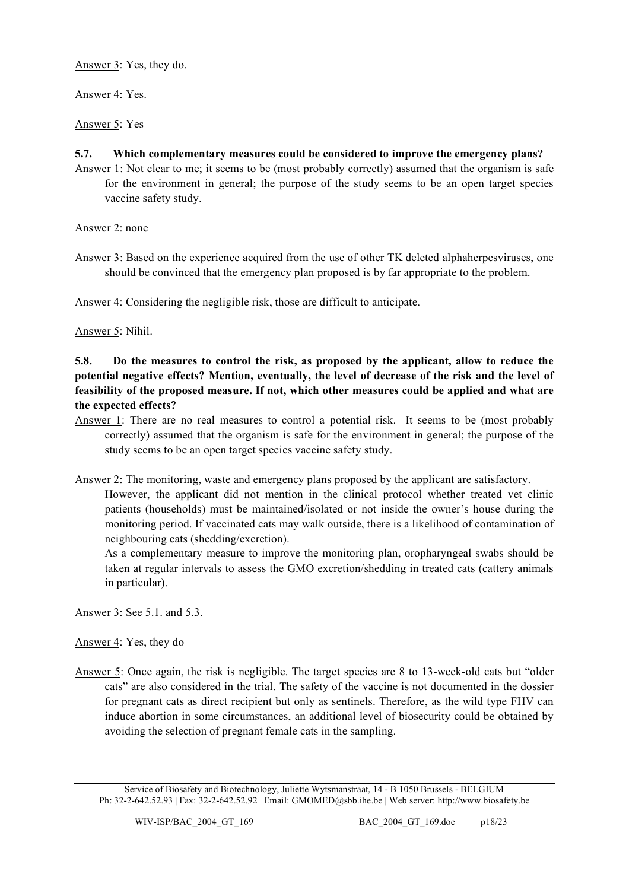Answer 3: Yes, they do.

Answer 4: Yes.

Answer 5: Yes

**5.7. Which complementary measures could be considered to improve the emergency plans?**

Answer 1: Not clear to me; it seems to be (most probably correctly) assumed that the organism is safe for the environment in general; the purpose of the study seems to be an open target species vaccine safety study.

Answer 2: none

Answer 3: Based on the experience acquired from the use of other TK deleted alphaherpesviruses, one should be convinced that the emergency plan proposed is by far appropriate to the problem.

Answer 4: Considering the negligible risk, those are difficult to anticipate.

Answer 5: Nihil.

**5.8. Do the measures to control the risk, as proposed by the applicant, allow to reduce the potential negative effects? Mention, eventually, the level of decrease of the risk and the level of feasibility of the proposed measure. If not, which other measures could be applied and what are the expected effects?**

Answer 1: There are no real measures to control a potential risk. It seems to be (most probably correctly) assumed that the organism is safe for the environment in general; the purpose of the study seems to be an open target species vaccine safety study.

Answer 2: The monitoring, waste and emergency plans proposed by the applicant are satisfactory.

However, the applicant did not mention in the clinical protocol whether treated vet clinic patients (households) must be maintained/isolated or not inside the owner's house during the monitoring period. If vaccinated cats may walk outside, there is a likelihood of contamination of neighbouring cats (shedding/excretion).

As a complementary measure to improve the monitoring plan, oropharyngeal swabs should be taken at regular intervals to assess the GMO excretion/shedding in treated cats (cattery animals in particular).

Answer 3: See 5.1. and 5.3.

Answer 4: Yes, they do

Answer 5: Once again, the risk is negligible. The target species are 8 to 13-week-old cats but "older cats" are also considered in the trial. The safety of the vaccine is not documented in the dossier for pregnant cats as direct recipient but only as sentinels. Therefore, as the wild type FHV can induce abortion in some circumstances, an additional level of biosecurity could be obtained by avoiding the selection of pregnant female cats in the sampling.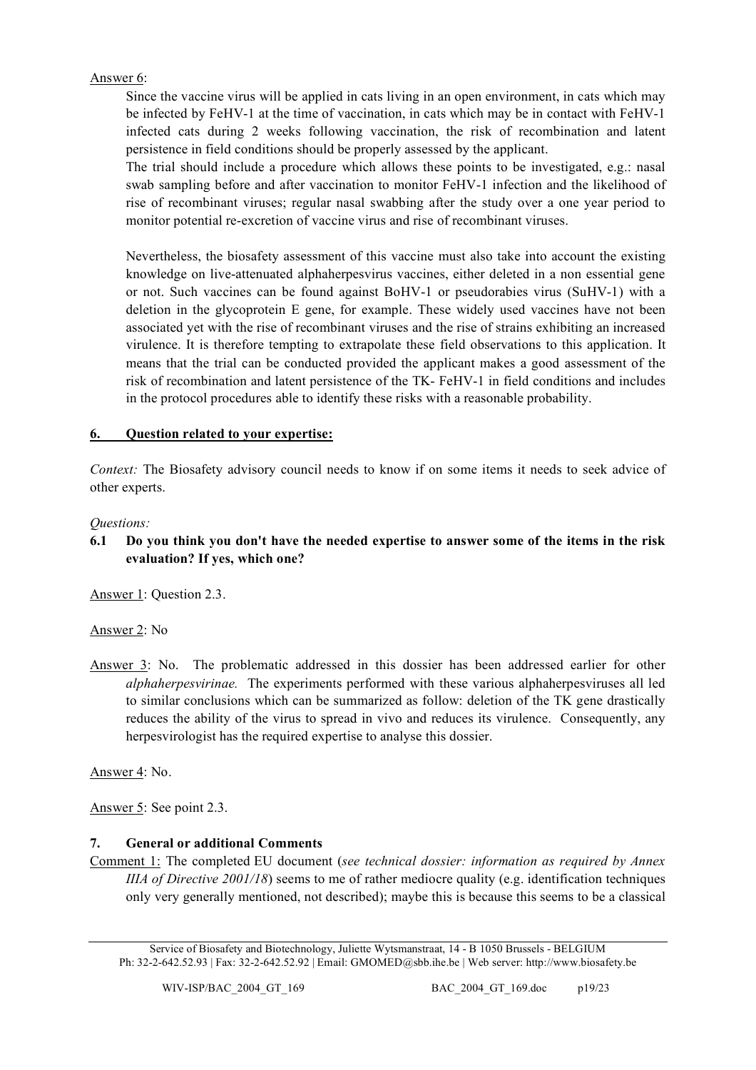Answer 6:

Since the vaccine virus will be applied in cats living in an open environment, in cats which may be infected by FeHV-1 at the time of vaccination, in cats which may be in contact with FeHV-1 infected cats during 2 weeks following vaccination, the risk of recombination and latent persistence in field conditions should be properly assessed by the applicant.

The trial should include a procedure which allows these points to be investigated, e.g.: nasal swab sampling before and after vaccination to monitor FeHV-1 infection and the likelihood of rise of recombinant viruses; regular nasal swabbing after the study over a one year period to monitor potential re-excretion of vaccine virus and rise of recombinant viruses.

Nevertheless, the biosafety assessment of this vaccine must also take into account the existing knowledge on live-attenuated alphaherpesvirus vaccines, either deleted in a non essential gene or not. Such vaccines can be found against BoHV-1 or pseudorabies virus (SuHV-1) with a deletion in the glycoprotein E gene, for example. These widely used vaccines have not been associated yet with the rise of recombinant viruses and the rise of strains exhibiting an increased virulence. It is therefore tempting to extrapolate these field observations to this application. It means that the trial can be conducted provided the applicant makes a good assessment of the risk of recombination and latent persistence of the TK- FeHV-1 in field conditions and includes in the protocol procedures able to identify these risks with a reasonable probability.

## 6. Question related to your expertise:

*Context:* The Biosafety advisory council needs to know if on some items it needs to seek advice of other experts.

*Questions:*

### 6.1 Do you think you don't have the needed expertise to answer some of the items in the risk evaluation? If yes, which one?

Answer 1: Question 2.3.

Answer 2: No

Answer 3: No. The problematic addressed in this dossier has been addressed earlier for other *alphaherpesvirinae.* The experiments performed with these various alphaherpesviruses all led to similar conclusions which can be summarized as follow: deletion of the TK gene drastically reduces the ability of the virus to spread in vivo and reduces its virulence. Consequently, any herpesvirologist has the required expertise to analyse this dossier.

Answer 4: No.

Answer 5: See point 2.3.

## 7. General or additional Comments

Comment 1: The completed EU document (*see technical dossier: information as required by Annex IIIA of Directive 2001/18*) seems to me of rather mediocre quality (e.g. identification techniques only very generally mentioned, not described); maybe this is because this seems to be a classical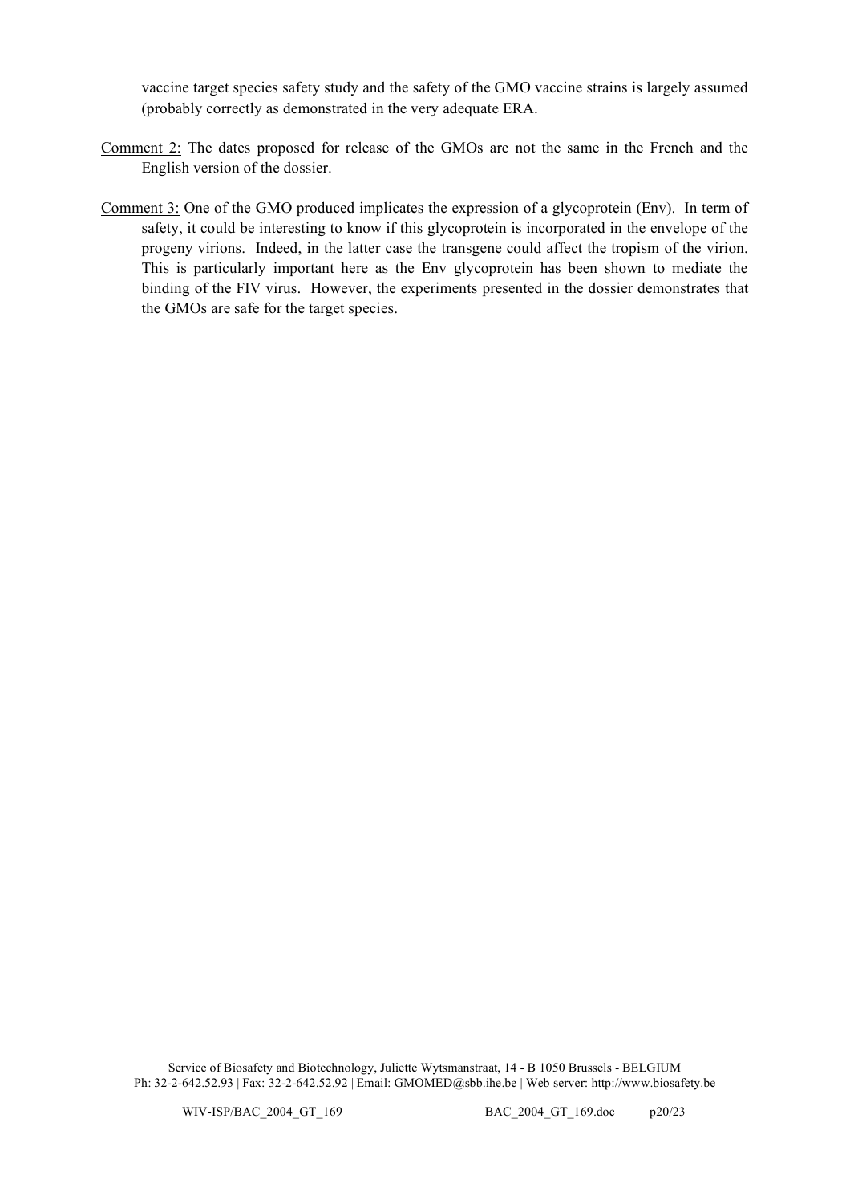vaccine target species safety study and the safety of the GMO vaccine strains is largely assumed (probably correctly as demonstrated in the very adequate ERA.

Comment 2: The dates proposed for release of the GMOs are not the same in the French and the English version of the dossier.

Comment 3: One of the GMO produced implicates the expression of a glycoprotein (Env). In term of safety, it could be interesting to know if this glycoprotein is incorporated in the envelope of the progeny virions. Indeed, in the latter case the transgene could affect the tropism of the virion. This is particularly important here as the Env glycoprotein has been shown to mediate the binding of the FIV virus. However, the experiments presented in the dossier demonstrates that the GMOs are safe for the target species.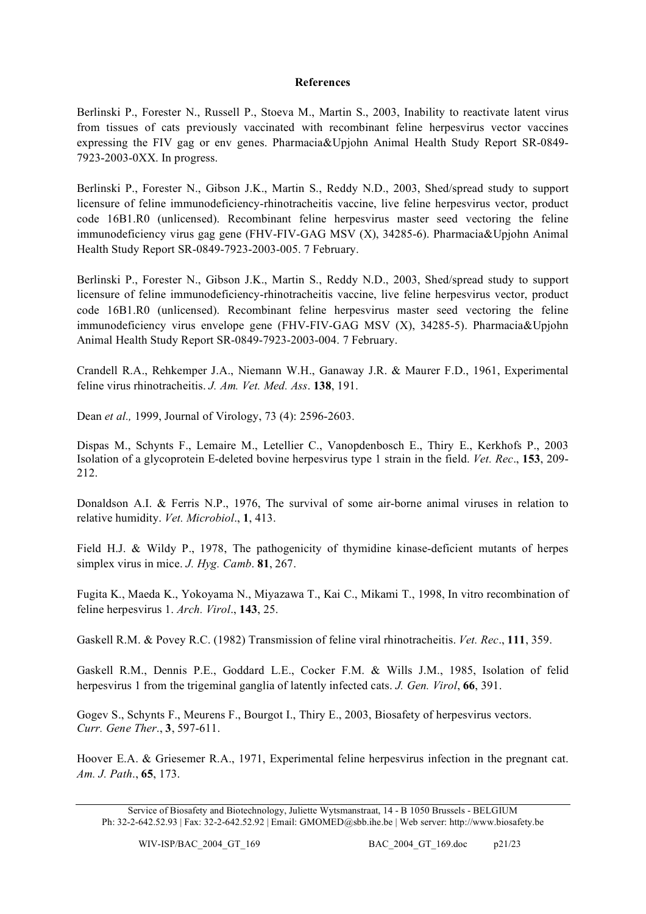**References**

Berlinski P., Forester N., Russell P., Stoeva M., Martin S., 2003, Inability to reactivate latent virus from tissues of cats previously vaccinated with recombinant feline herpesvirus vector vaccines expressing the FIV gag or env genes. Pharmacia&Upjohn Animal Health Study Report SR-0849-7923-2003-0XX. In progress.

Berlinski P., Forester N., Gibson J.K., Martin S., Reddy N.D., 2003, Shed/spread study to support licensure of feline immunodeficiency-rhinotracheitis vaccine, live feline herpesvirus vector, product code 16B1.R0 (unlicensed). Recombinant feline herpesvirus master seed vectoring the feline immunodeficiency virus gag gene (FHV-FIV-GAG MSV (X), 34285-6). Pharmacia&Upjohn Animal Health Study Report SR-0849-7923-2003-005. 7 February.

Berlinski P., Forester N., Gibson J.K., Martin S., Reddy N.D., 2003, Shed/spread study to support licensure of feline immunodeficiency-rhinotracheitis vaccine, live feline herpesvirus vector, product code 16B1.R0 (unlicensed). Recombinant feline herpesvirus master seed vectoring the feline immunodeficiency virus envelope gene (FHV-FIV-GAG MSV (X), 34285-5). Pharmacia&Upjohn Animal Health Study Report SR-0849-7923-2003-004. 7 February.

Crandell R.A., Rehkemper J.A., Niemann W.H., Ganaway J.R. & Maurer F.D., 1961, Experimental feline virus rhinotracheitis. *J. Am. Vet. Med. Ass*. **138**, 191.

Dean *et al.,* 1999, Journal of Virology, 73 (4): 2596-2603.

Dispas M., Schynts F., Lemaire M., Letellier C., Vanopdenbosch E., Thiry E., Kerkhofs P., 2003 Isolation of a glycoprotein E-deleted bovine herpesvirus type 1 strain in the field. *Vet. Rec*., **153**, 209-212.

Donaldson A.I. & Ferris N.P., 1976, The survival of some air-borne animal viruses in relation to relative humidity. *Vet. Microbiol*., **1**, 413.

Field H.J. & Wildy P., 1978, The pathogenicity of thymidine kinase-deficient mutants of herpes simplex virus in mice. *J. Hyg. Camb*. **81**, 267.

Fugita K., Maeda K., Yokoyama N., Miyazawa T., Kai C., Mikami T., 1998, In vitro recombination of feline herpesvirus 1. *Arch. Virol*., **143**, 25.

Gaskell R.M. & Povey R.C. (1982) Transmission of feline viral rhinotracheitis. *Vet. Rec*., **111**, 359.

Gaskell R.M., Dennis P.E., Goddard L.E., Cocker F.M. & Wills J.M., 1985, Isolation of felid herpesvirus 1 from the trigeminal ganglia of latently infected cats. *J. Gen. Virol*, **66**, 391.

Gogev S., Schynts F., Meurens F., Bourgot I., Thiry E., 2003, Biosafety of herpesvirus vectors. *Curr. Gene Ther*., **3**, 597-611.

Hoover E.A. & Griesemer R.A., 1971, Experimental feline herpesvirus infection in the pregnant cat. *Am. J. Path*., **65**, 173.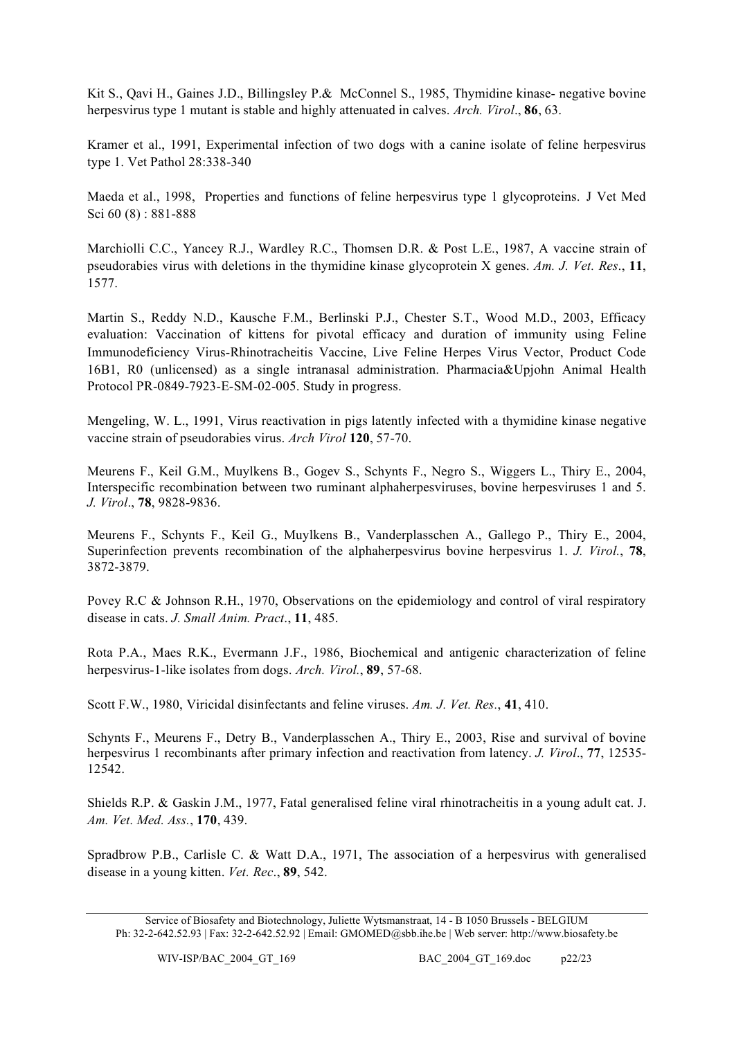Kit S., Qavi H., Gaines J.D., Billingsley P.& McConnel S., 1985, Thymidine kinase- negative bovine herpesvirus type 1 mutant is stable and highly attenuated in calves. *Arch. Virol*., **86**, 63.

Kramer et al., 1991, Experimental infection of two dogs with a canine isolate of feline herpesvirus type 1. Vet Pathol 28:338-340

Maeda et al., 1998, Properties and functions of feline herpesvirus type 1 glycoproteins. J Vet Med Sci 60 (8) : 881-888

Marchiolli C.C., Yancey R.J., Wardley R.C., Thomsen D.R. & Post L.E., 1987, A vaccine strain of pseudorabies virus with deletions in the thymidine kinase glycoprotein X genes. *Am. J. Vet. Res*., **11**, 1577.

Martin S., Reddy N.D., Kausche F.M., Berlinski P.J., Chester S.T., Wood M.D., 2003, Efficacy evaluation: Vaccination of kittens for pivotal efficacy and duration of immunity using Feline Immunodeficiency Virus-Rhinotracheitis Vaccine, Live Feline Herpes Virus Vector, Product Code 16B1, R0 (unlicensed) as a single intranasal administration. Pharmacia&Upjohn Animal Health Protocol PR-0849-7923-E-SM-02-005. Study in progress.

Mengeling, W. L., 1991, Virus reactivation in pigs latently infected with a thymidine kinase negative vaccine strain of pseudorabies virus. *Arch Virol* **120**, 57-70.

Meurens F., Keil G.M., Muylkens B., Gogev S., Schynts F., Negro S., Wiggers L., Thiry E., 2004, Interspecific recombination between two ruminant alphaherpesviruses, bovine herpesviruses 1 and 5. *J. Virol*., **78**, 9828-9836.

Meurens F., Schynts F., Keil G., Muylkens B., Vanderplasschen A., Gallego P., Thiry E., 2004, Superinfection prevents recombination of the alphaherpesvirus bovine herpesvirus 1. *J. Virol.*, **78**, 3872-3879.

Povey R.C & Johnson R.H., 1970, Observations on the epidemiology and control of viral respiratory disease in cats. *J. Small Anim. Pract*., **11**, 485.

Rota P.A., Maes R.K., Evermann J.F., 1986, Biochemical and antigenic characterization of feline herpesvirus-1-like isolates from dogs. *Arch. Virol.*, **89**, 57-68.

Scott F.W., 1980, Viricidal disinfectants and feline viruses. *Am. J. Vet. Res*., **41**, 410.

Schynts F., Meurens F., Detry B., Vanderplasschen A., Thiry E., 2003, Rise and survival of bovine herpesvirus 1 recombinants after primary infection and reactivation from latency. *J. Virol*., **77**, 12535-12542.

Shields R.P. & Gaskin J.M., 1977, Fatal generalised feline viral rhinotracheitis in a young adult cat. J. *Am. Vet. Med. Ass.*, **170**, 439.

Spradbrow P.B., Carlisle C. & Watt D.A., 1971, The association of a herpesvirus with generalised disease in a young kitten. *Vet. Rec*., **89**, 542.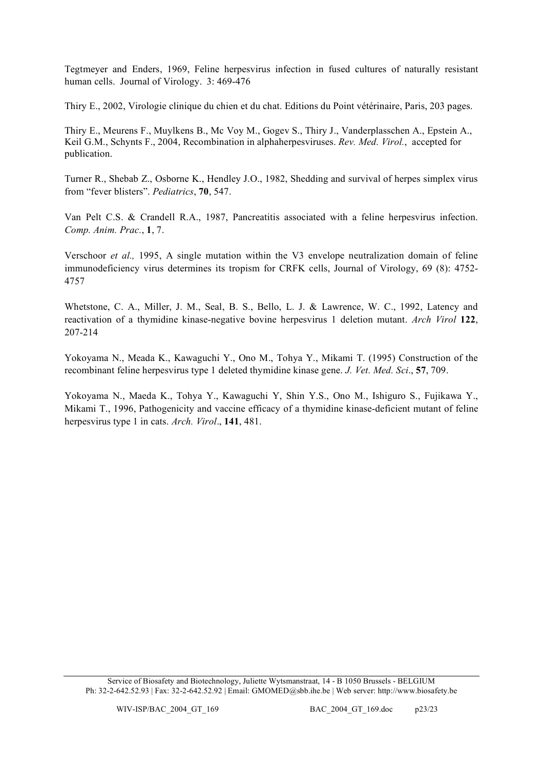Tegtmeyer and Enders, 1969, Feline herpesvirus infection in fused cultures of naturally resistant human cells. Journal of Virology. 3: 469-476

Thiry E., 2002, Virologie clinique du chien et du chat. Editions du Point vétérinaire, Paris, 203 pages.

Thiry E., Meurens F., Muylkens B., Mc Voy M., Gogev S., Thiry J., Vanderplasschen A., Epstein A., Keil G.M., Schynts F., 2004, Recombination in alphaherpesviruses. *Rev. Med. Virol.*, accepted for publication.

Turner R., Shebab Z., Osborne K., Hendley J.O., 1982, Shedding and survival of herpes simplex virus from "fever blisters". *Pediatrics*, **70**, 547.

Van Pelt C.S. & Crandell R.A., 1987, Pancreatitis associated with a feline herpesvirus infection. *Comp. Anim. Prac.*, **1**, 7.

Verschoor *et al.,* 1995, A single mutation within the V3 envelope neutralization domain of feline immunodeficiency virus determines its tropism for CRFK cells, Journal of Virology, 69 (8): 4752-4757

Whetstone, C. A., Miller, J. M., Seal, B. S., Bello, L. J. & Lawrence, W. C., 1992, Latency and reactivation of a thymidine kinase-negative bovine herpesvirus 1 deletion mutant. *Arch Virol* **122**, 207-214

Yokoyama N., Meada K., Kawaguchi Y., Ono M., Tohya Y., Mikami T. (1995) Construction of the recombinant feline herpesvirus type 1 deleted thymidine kinase gene. *J. Vet. Med. Sci*., **57**, 709.

Yokoyama N., Maeda K., Tohya Y., Kawaguchi Y, Shin Y.S., Ono M., Ishiguro S., Fujikawa Y., Mikami T., 1996, Pathogenicity and vaccine efficacy of a thymidine kinase-deficient mutant of feline herpesvirus type 1 in cats. *Arch. Virol*., **141**, 481.